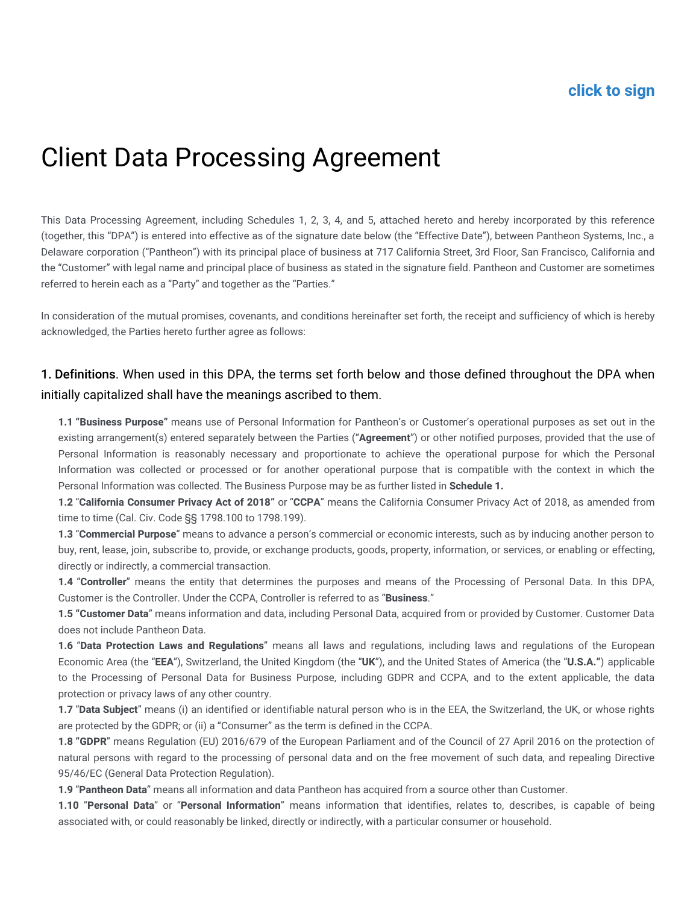click to sign

# Client Data Processing Agreement

This Data Processing Agreement, including Schedules 1, 2, 3, 4, and 5, attached hereto and hereby incorporated by this reference (together, this "DPA") is entered into effective as of the signature date below (the "Effective Date"), between Pantheon Systems, Inc., a Delaware corporation ("Pantheon") with its principal place of business at 717 California Street, 3rd Floor, San Francisco, California and the "Customer" with legal name and principal place of business as stated in the signature field. Pantheon and Customer are sometimes referred to herein each as a "Party" and together as the "Parties."

In consideration of the mutual promises, covenants, and conditions hereinafter set forth, the receipt and sufficiency of which is hereby acknowledged, the Parties hereto further agree as follows:

## 1. Definitions. When used in this DPA, the terms set forth below and those defined throughout the DPA when initially capitalized shall have the meanings ascribed to them.

**1.1 "Business Purpose"** means use of Personal Information for Pantheon's or Customer's operational purposes as set out in the existing arrangement(s) entered separately between the Parties ("**Agreement**") or other notified purposes, provided that the use of Personal Information is reasonably necessary and proportionate to achieve the operational purpose for which the Personal Information was collected or processed or for another operational purpose that is compatible with the context in which the Personal Information was collected. The Business Purpose may be as further listed in **Schedule 1.**

**1.2** "**California Consumer Privacy Act of 2018"** or "**CCPA**" means the California Consumer Privacy Act of 2018, as amended from time to time (Cal. Civ. Code §§ 1798.100 to 1798.199).

**1.3** "**Commercial Purpose**" means to advance a person's commercial or economic interests, such as by inducing another person to buy, rent, lease, join, subscribe to, provide, or exchange products, goods, property, information, or services, or enabling or effecting, directly or indirectly, a commercial transaction.

**1.4** "**Controller**" means the entity that determines the purposes and means of the Processing of Personal Data. In this DPA, Customer is the Controller. Under the CCPA, Controller is referred to as "**Business**."

**1.5 "Customer Data**" means information and data, including Personal Data, acquired from or provided by Customer. Customer Data does not include Pantheon Data.

**1.6** "**Data Protection Laws and Regulations**" means all laws and regulations, including laws and regulations of the European Economic Area (the "**EEA**"), Switzerland, the United Kingdom (the "**UK**"), and the United States of America (the "**U.S.A."**) applicable to the Processing of Personal Data for Business Purpose, including GDPR and CCPA, and to the extent applicable, the data protection or privacy laws of any other country.

**1.7** "**Data Subject**" means (i) an identified or identifiable natural person who is in the EEA, the Switzerland, the UK, or whose rights are protected by the GDPR; or (ii) a "Consumer" as the term is defined in the CCPA.

**1.8 "GDPR**" means Regulation (EU) 2016/679 of the European Parliament and of the Council of 27 April 2016 on the protection of natural persons with regard to the processing of personal data and on the free movement of such data, and repealing Directive 95/46/EC (General Data Protection Regulation).

**1.9** "**Pantheon Data**" means all information and data Pantheon has acquired from a source other than Customer.

**1.10** "**Personal Data**" or "**Personal Information**" means information that identifies, relates to, describes, is capable of being associated with, or could reasonably be linked, directly or indirectly, with a particular consumer or household.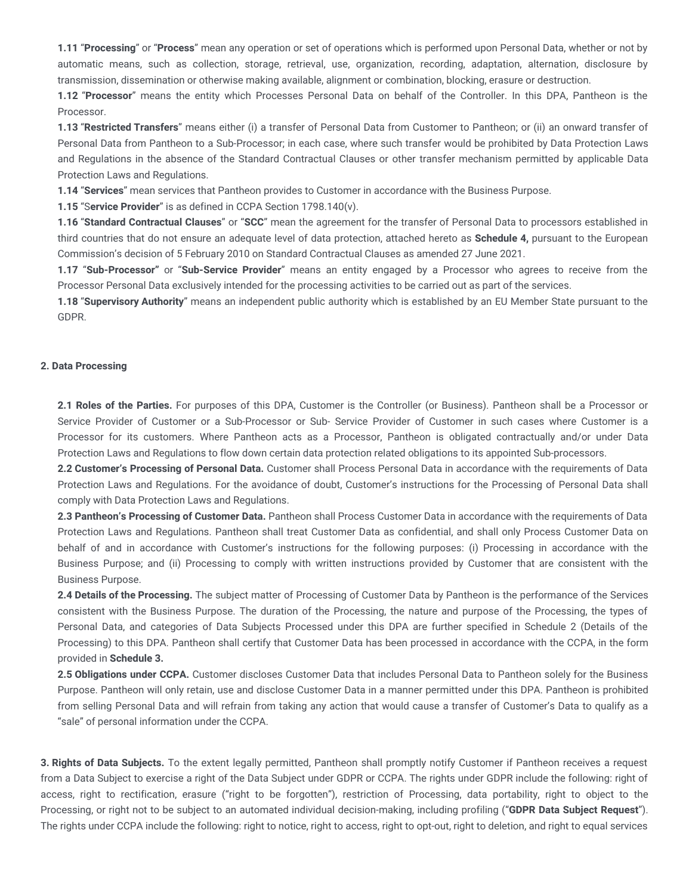**1.11** "**Processing**" or "**Process**" mean any operation or set of operations which is performed upon Personal Data, whether or not by automatic means, such as collection, storage, retrieval, use, organization, recording, adaptation, alternation, disclosure by transmission, dissemination or otherwise making available, alignment or combination, blocking, erasure or destruction.

**1.12** "**Processor**" means the entity which Processes Personal Data on behalf of the Controller. In this DPA, Pantheon is the Processor.

**1.13** "**Restricted Transfers**" means either (i) a transfer of Personal Data from Customer to Pantheon; or (ii) an onward transfer of Personal Data from Pantheon to a Sub-Processor; in each case, where such transfer would be prohibited by Data Protection Laws and Regulations in the absence of the Standard Contractual Clauses or other transfer mechanism permitted by applicable Data Protection Laws and Regulations.

**1.14** "**Services**" mean services that Pantheon provides to Customer in accordance with the Business Purpose.

**1.15** "S**ervice Provider**" is as defined in CCPA Section 1798.140(v).

**1.16** "**Standard Contractual Clauses**" or "**SCC**" mean the agreement for the transfer of Personal Data to processors established in third countries that do not ensure an adequate level of data protection, attached hereto as **Schedule 4,** pursuant to the European Commission's decision of 5 February 2010 on Standard Contractual Clauses as amended 27 June 2021.

**1.17** "**Sub-Processor"** or "**Sub-Service Provider**" means an entity engaged by a Processor who agrees to receive from the Processor Personal Data exclusively intended for the processing activities to be carried out as part of the services.

**1.18** "**Supervisory Authority**" means an independent public authority which is established by an EU Member State pursuant to the GDPR.

**2. Data Processing**

**2.1 Roles of the Parties.** For purposes of this DPA, Customer is the Controller (or Business). Pantheon shall be a Processor or Service Provider of Customer or a Sub-Processor or Sub- Service Provider of Customer in such cases where Customer is a Processor for its customers. Where Pantheon acts as a Processor, Pantheon is obligated contractually and/or under Data Protection Laws and Regulations to flow down certain data protection related obligations to its appointed Sub-processors.

**2.2 Customer's Processing of Personal Data.** Customer shall Process Personal Data in accordance with the requirements of Data Protection Laws and Regulations. For the avoidance of doubt, Customer's instructions for the Processing of Personal Data shall comply with Data Protection Laws and Regulations.

**2.3 Pantheon's Processing of Customer Data.** Pantheon shall Process Customer Data in accordance with the requirements of Data Protection Laws and Regulations. Pantheon shall treat Customer Data as confidential, and shall only Process Customer Data on behalf of and in accordance with Customer's instructions for the following purposes: (i) Processing in accordance with the Business Purpose; and (ii) Processing to comply with written instructions provided by Customer that are consistent with the Business Purpose.

**2.4 Details of the Processing.** The subject matter of Processing of Customer Data by Pantheon is the performance of the Services consistent with the Business Purpose. The duration of the Processing, the nature and purpose of the Processing, the types of Personal Data, and categories of Data Subjects Processed under this DPA are further specified in Schedule 2 (Details of the Processing) to this DPA. Pantheon shall certify that Customer Data has been processed in accordance with the CCPA, in the form provided in **Schedule 3.**

**2.5 Obligations under CCPA.** Customer discloses Customer Data that includes Personal Data to Pantheon solely for the Business Purpose. Pantheon will only retain, use and disclose Customer Data in a manner permitted under this DPA. Pantheon is prohibited from selling Personal Data and will refrain from taking any action that would cause a transfer of Customer's Data to qualify as a "sale" of personal information under the CCPA.

**3. Rights of Data Subjects.** To the extent legally permitted, Pantheon shall promptly notify Customer if Pantheon receives a request from a Data Subject to exercise a right of the Data Subject under GDPR or CCPA. The rights under GDPR include the following: right of access, right to rectification, erasure ("right to be forgotten"), restriction of Processing, data portability, right to object to the Processing, or right not to be subject to an automated individual decision-making, including profiling ("**GDPR Data Subject Request**"). The rights under CCPA include the following: right to notice, right to access, right to opt-out, right to deletion, and right to equal services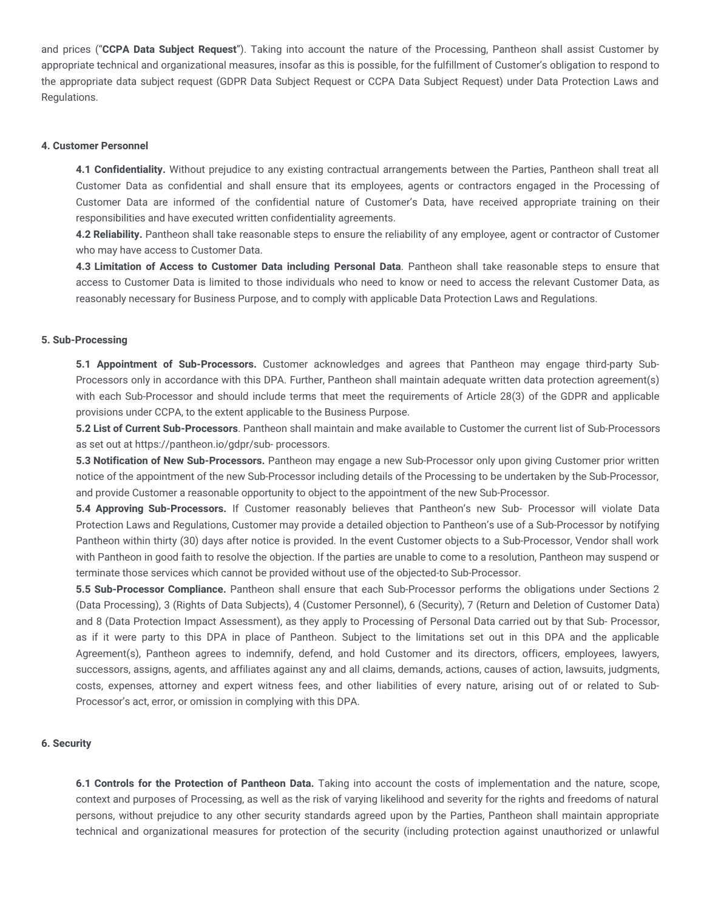and prices ("**CCPA Data Subject Request**"). Taking into account the nature of the Processing, Pantheon shall assist Customer by appropriate technical and organizational measures, insofar as this is possible, for the fulfillment of Customer's obligation to respond to the appropriate data subject request (GDPR Data Subject Request or CCPA Data Subject Request) under Data Protection Laws and Regulations.

**4. Customer Personnel**

**4.1 Confidentiality.** Without prejudice to any existing contractual arrangements between the Parties, Pantheon shall treat all Customer Data as confidential and shall ensure that its employees, agents or contractors engaged in the Processing of Customer Data are informed of the confidential nature of Customer's Data, have received appropriate training on their responsibilities and have executed written confidentiality agreements.

**4.2 Reliability.** Pantheon shall take reasonable steps to ensure the reliability of any employee, agent or contractor of Customer who may have access to Customer Data.

**4.3 Limitation of Access to Customer Data including Personal Data**. Pantheon shall take reasonable steps to ensure that access to Customer Data is limited to those individuals who need to know or need to access the relevant Customer Data, as reasonably necessary for Business Purpose, and to comply with applicable Data Protection Laws and Regulations.

**5. Sub-Processing**

**5.1 Appointment of Sub-Processors.** Customer acknowledges and agrees that Pantheon may engage third-party Sub-Processors only in accordance with this DPA. Further, Pantheon shall maintain adequate written data protection agreement(s) with each Sub-Processor and should include terms that meet the requirements of Article 28(3) of the GDPR and applicable provisions under CCPA, to the extent applicable to the Business Purpose.

**5.2 List of Current Sub-Processors**. Pantheon shall maintain and make available to Customer the current list of Sub-Processors as set out at https://pantheon.io/gdpr/sub- processors.

**5.3 Notification of New Sub-Processors.** Pantheon may engage a new Sub-Processor only upon giving Customer prior written notice of the appointment of the new Sub-Processor including details of the Processing to be undertaken by the Sub-Processor, and provide Customer a reasonable opportunity to object to the appointment of the new Sub-Processor.

**5.4 Approving Sub-Processors.** If Customer reasonably believes that Pantheon's new Sub- Processor will violate Data Protection Laws and Regulations, Customer may provide a detailed objection to Pantheon's use of a Sub-Processor by notifying Pantheon within thirty (30) days after notice is provided. In the event Customer objects to a Sub-Processor, Vendor shall work with Pantheon in good faith to resolve the objection. If the parties are unable to come to a resolution, Pantheon may suspend or terminate those services which cannot be provided without use of the objected-to Sub-Processor.

**5.5 Sub-Processor Compliance.** Pantheon shall ensure that each Sub-Processor performs the obligations under Sections 2 (Data Processing), 3 (Rights of Data Subjects), 4 (Customer Personnel), 6 (Security), 7 (Return and Deletion of Customer Data) and 8 (Data Protection Impact Assessment), as they apply to Processing of Personal Data carried out by that Sub- Processor, as if it were party to this DPA in place of Pantheon. Subject to the limitations set out in this DPA and the applicable Agreement(s), Pantheon agrees to indemnify, defend, and hold Customer and its directors, officers, employees, lawyers, successors, assigns, agents, and affiliates against any and all claims, demands, actions, causes of action, lawsuits, judgments, costs, expenses, attorney and expert witness fees, and other liabilities of every nature, arising out of or related to Sub-Processor's act, error, or omission in complying with this DPA.

**6. Security**

**6.1 Controls for the Protection of Pantheon Data.** Taking into account the costs of implementation and the nature, scope, context and purposes of Processing, as well as the risk of varying likelihood and severity for the rights and freedoms of natural persons, without prejudice to any other security standards agreed upon by the Parties, Pantheon shall maintain appropriate technical and organizational measures for protection of the security (including protection against unauthorized or unlawful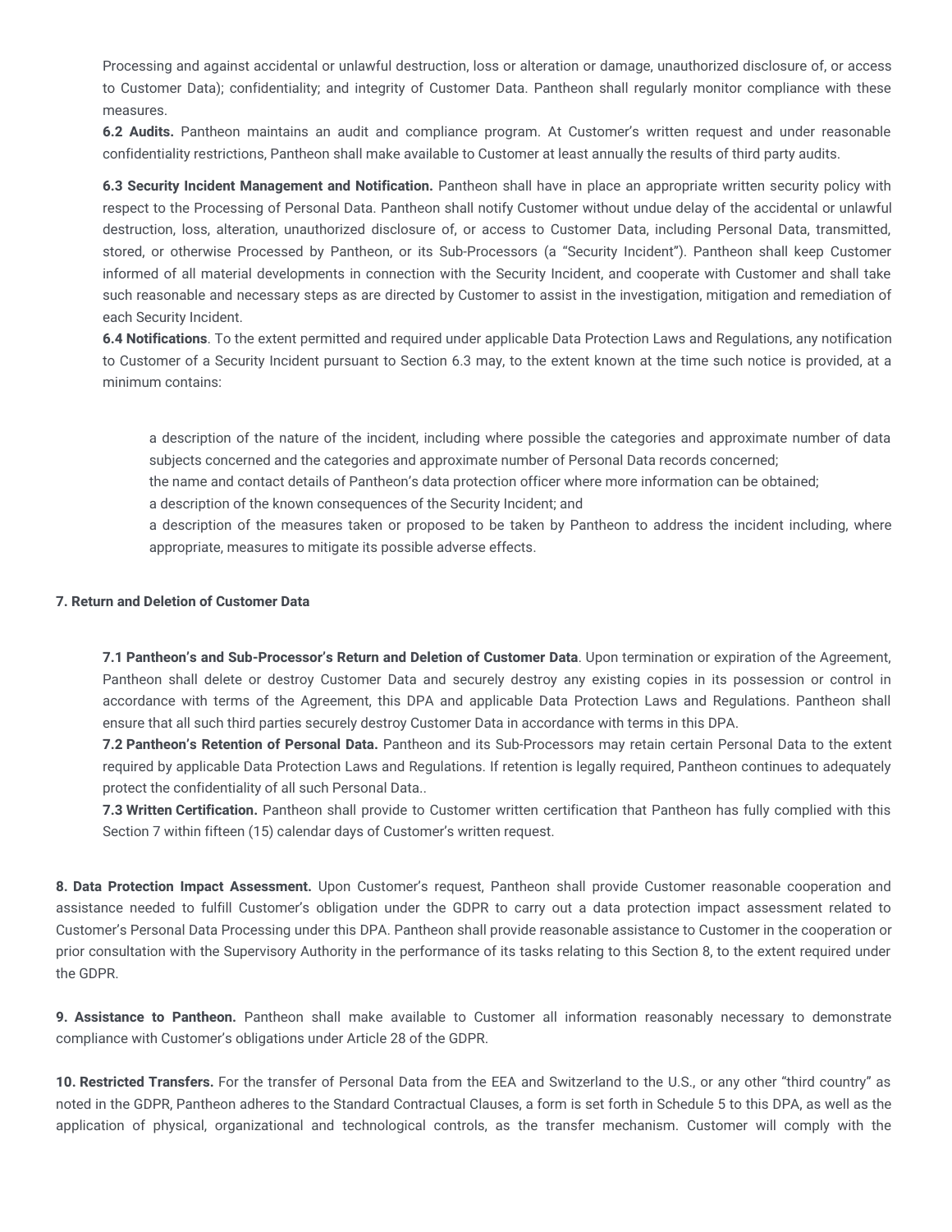Processing and against accidental or unlawful destruction, loss or alteration or damage, unauthorized disclosure of, or access to Customer Data); confidentiality; and integrity of Customer Data. Pantheon shall regularly monitor compliance with these measures.

**6.2 Audits.** Pantheon maintains an audit and compliance program. At Customer's written request and under reasonable confidentiality restrictions, Pantheon shall make available to Customer at least annually the results of third party audits.

**6.3 Security Incident Management and Notification.** Pantheon shall have in place an appropriate written security policy with respect to the Processing of Personal Data. Pantheon shall notify Customer without undue delay of the accidental or unlawful destruction, loss, alteration, unauthorized disclosure of, or access to Customer Data, including Personal Data, transmitted, stored, or otherwise Processed by Pantheon, or its Sub-Processors (a "Security Incident"). Pantheon shall keep Customer informed of all material developments in connection with the Security Incident, and cooperate with Customer and shall take such reasonable and necessary steps as are directed by Customer to assist in the investigation, mitigation and remediation of each Security Incident.

**6.4 Notifications**. To the extent permitted and required under applicable Data Protection Laws and Regulations, any notification to Customer of a Security Incident pursuant to Section 6.3 may, to the extent known at the time such notice is provided, at a minimum contains:

- a description of the nature of the incident, including where possible the categories and approximate number of data subjects concerned and the categories and approximate number of Personal Data records concerned;
- the name and contact details of Pantheon's data protection officer where more information can be obtained;
- a description of the known consequences of the Security Incident; and
- a description of the measures taken or proposed to be taken by Pantheon to address the incident including, where appropriate, measures to mitigate its possible adverse effects.

**7. Return and Deletion of Customer Data**

**7.1 Pantheon's and Sub-Processor's Return and Deletion of Customer Data**. Upon termination or expiration of the Agreement, Pantheon shall delete or destroy Customer Data and securely destroy any existing copies in its possession or control in accordance with terms of the Agreement, this DPA and applicable Data Protection Laws and Regulations. Pantheon shall ensure that all such third parties securely destroy Customer Data in accordance with terms in this DPA.

**7.2 Pantheon's Retention of Personal Data.** Pantheon and its Sub-Processors may retain certain Personal Data to the extent required by applicable Data Protection Laws and Regulations. If retention is legally required, Pantheon continues to adequately protect the confidentiality of all such Personal Data..

**7.3 Written Certification.** Pantheon shall provide to Customer written certification that Pantheon has fully complied with this Section 7 within fifteen (15) calendar days of Customer's written request.

**8. Data Protection Impact Assessment.** Upon Customer's request, Pantheon shall provide Customer reasonable cooperation and assistance needed to fulfill Customer's obligation under the GDPR to carry out a data protection impact assessment related to Customer's Personal Data Processing under this DPA. Pantheon shall provide reasonable assistance to Customer in the cooperation or prior consultation with the Supervisory Authority in the performance of its tasks relating to this Section 8, to the extent required under the GDPR.

**9. Assistance to Pantheon.** Pantheon shall make available to Customer all information reasonably necessary to demonstrate compliance with Customer's obligations under Article 28 of the GDPR.

**10. Restricted Transfers.** For the transfer of Personal Data from the EEA and Switzerland to the U.S., or any other "third country" as noted in the GDPR, Pantheon adheres to the Standard Contractual Clauses, a form is set forth in Schedule 5 to this DPA, as well as the application of physical, organizational and technological controls, as the transfer mechanism. Customer will comply with the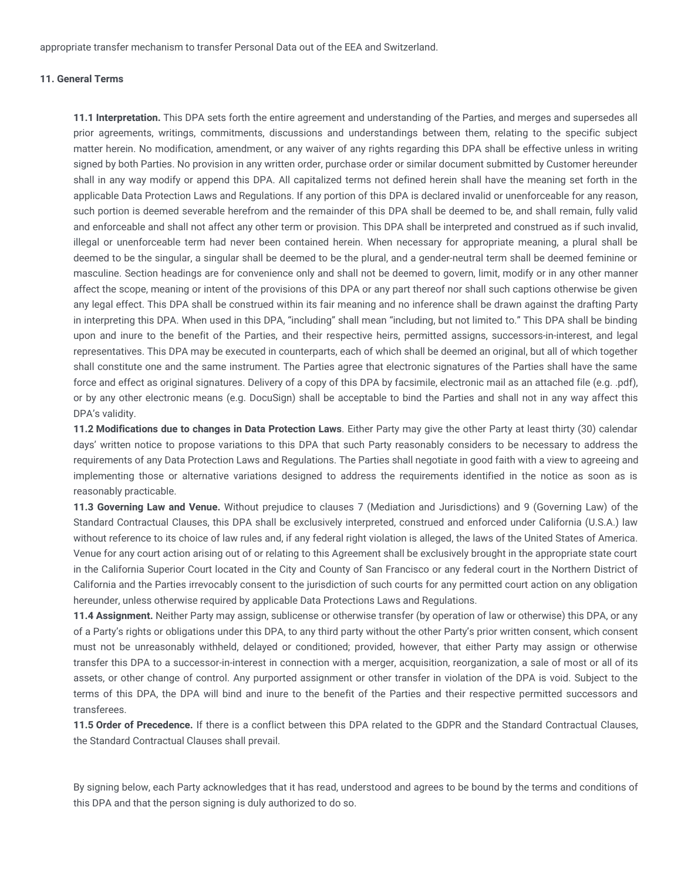appropriate transfer mechanism to transfer Personal Data out of the EEA and Switzerland.

**11. General Terms**

**11.1 Interpretation.** This DPA sets forth the entire agreement and understanding of the Parties, and merges and supersedes all prior agreements, writings, commitments, discussions and understandings between them, relating to the specific subject matter herein. No modification, amendment, or any waiver of any rights regarding this DPA shall be effective unless in writing signed by both Parties. No provision in any written order, purchase order or similar document submitted by Customer hereunder shall in any way modify or append this DPA. All capitalized terms not defined herein shall have the meaning set forth in the applicable Data Protection Laws and Regulations. If any portion of this DPA is declared invalid or unenforceable for any reason, such portion is deemed severable herefrom and the remainder of this DPA shall be deemed to be, and shall remain, fully valid and enforceable and shall not affect any other term or provision. This DPA shall be interpreted and construed as if such invalid, illegal or unenforceable term had never been contained herein. When necessary for appropriate meaning, a plural shall be deemed to be the singular, a singular shall be deemed to be the plural, and a gender-neutral term shall be deemed feminine or masculine. Section headings are for convenience only and shall not be deemed to govern, limit, modify or in any other manner affect the scope, meaning or intent of the provisions of this DPA or any part thereof nor shall such captions otherwise be given any legal effect. This DPA shall be construed within its fair meaning and no inference shall be drawn against the drafting Party in interpreting this DPA. When used in this DPA, "including" shall mean "including, but not limited to." This DPA shall be binding upon and inure to the benefit of the Parties, and their respective heirs, permitted assigns, successors-in-interest, and legal representatives. This DPA may be executed in counterparts, each of which shall be deemed an original, but all of which together shall constitute one and the same instrument. The Parties agree that electronic signatures of the Parties shall have the same force and effect as original signatures. Delivery of a copy of this DPA by facsimile, electronic mail as an attached file (e.g. .pdf), or by any other electronic means (e.g. DocuSign) shall be acceptable to bind the Parties and shall not in any way affect this DPA's validity.

**11.2 Modifications due to changes in Data Protection Laws**. Either Party may give the other Party at least thirty (30) calendar days' written notice to propose variations to this DPA that such Party reasonably considers to be necessary to address the requirements of any Data Protection Laws and Regulations. The Parties shall negotiate in good faith with a view to agreeing and implementing those or alternative variations designed to address the requirements identified in the notice as soon as is reasonably practicable.

**11.3 Governing Law and Venue.** Without prejudice to clauses 7 (Mediation and Jurisdictions) and 9 (Governing Law) of the Standard Contractual Clauses, this DPA shall be exclusively interpreted, construed and enforced under California (U.S.A.) law without reference to its choice of law rules and, if any federal right violation is alleged, the laws of the United States of America. Venue for any court action arising out of or relating to this Agreement shall be exclusively brought in the appropriate state court in the California Superior Court located in the City and County of San Francisco or any federal court in the Northern District of California and the Parties irrevocably consent to the jurisdiction of such courts for any permitted court action on any obligation hereunder, unless otherwise required by applicable Data Protections Laws and Regulations.

**11.4 Assignment.** Neither Party may assign, sublicense or otherwise transfer (by operation of law or otherwise) this DPA, or any of a Party's rights or obligations under this DPA, to any third party without the other Party's prior written consent, which consent must not be unreasonably withheld, delayed or conditioned; provided, however, that either Party may assign or otherwise transfer this DPA to a successor-in-interest in connection with a merger, acquisition, reorganization, a sale of most or all of its assets, or other change of control. Any purported assignment or other transfer in violation of the DPA is void. Subject to the terms of this DPA, the DPA will bind and inure to the benefit of the Parties and their respective permitted successors and transferees.

**11.5 Order of Precedence.** If there is a conflict between this DPA related to the GDPR and the Standard Contractual Clauses, the Standard Contractual Clauses shall prevail.

By signing below, each Party acknowledges that it has read, understood and agrees to be bound by the terms and conditions of this DPA and that the person signing is duly authorized to do so.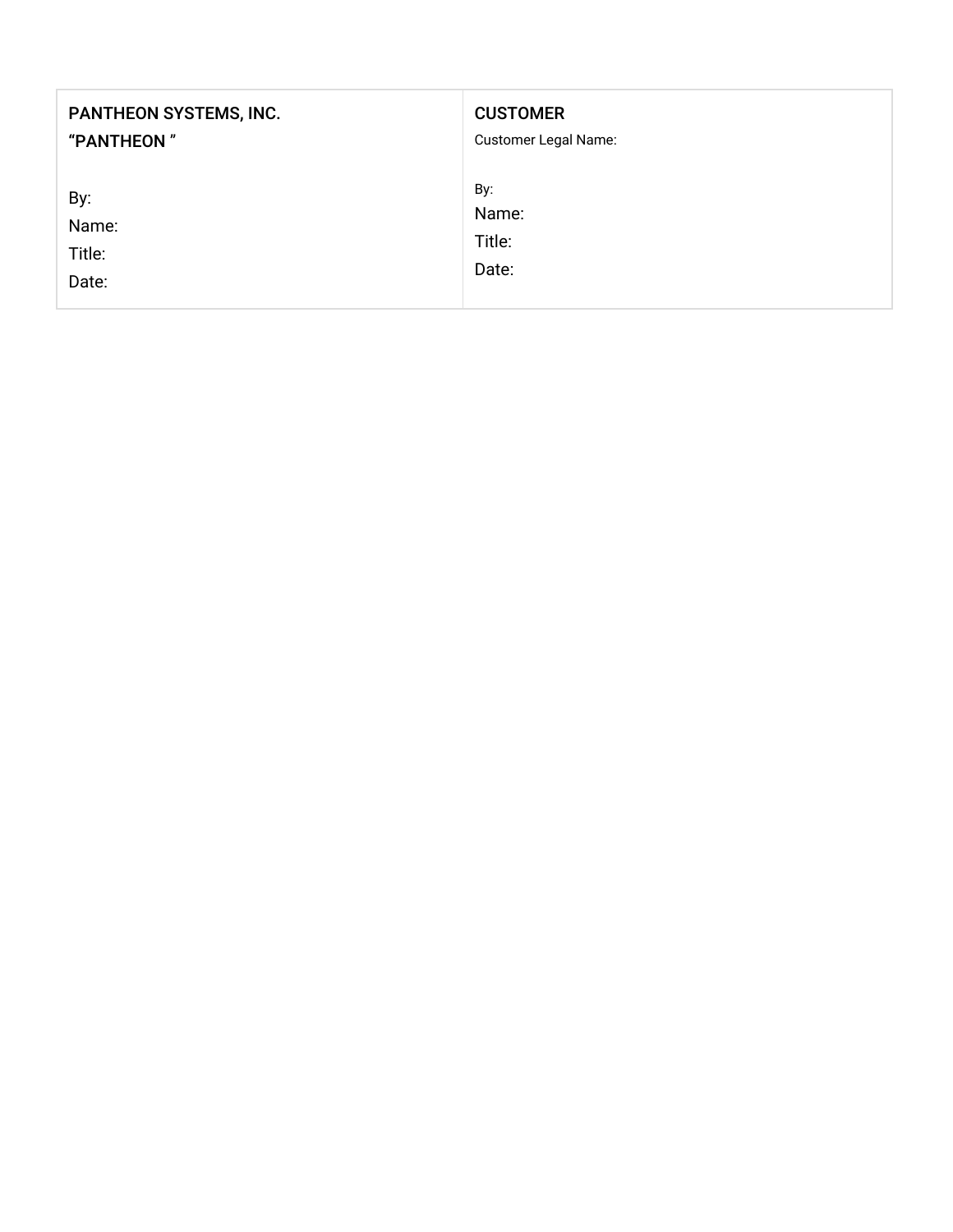| PANTHEON SYSTEMS, INC.<br>"PANTHEON "<br><br>By:<br>Name:<br>Title:<br>Date: | CUSTOMER<br>Customer Legal Name:<br><br>By:<br>Name:<br>Title:<br>Date: |
| --- | --- |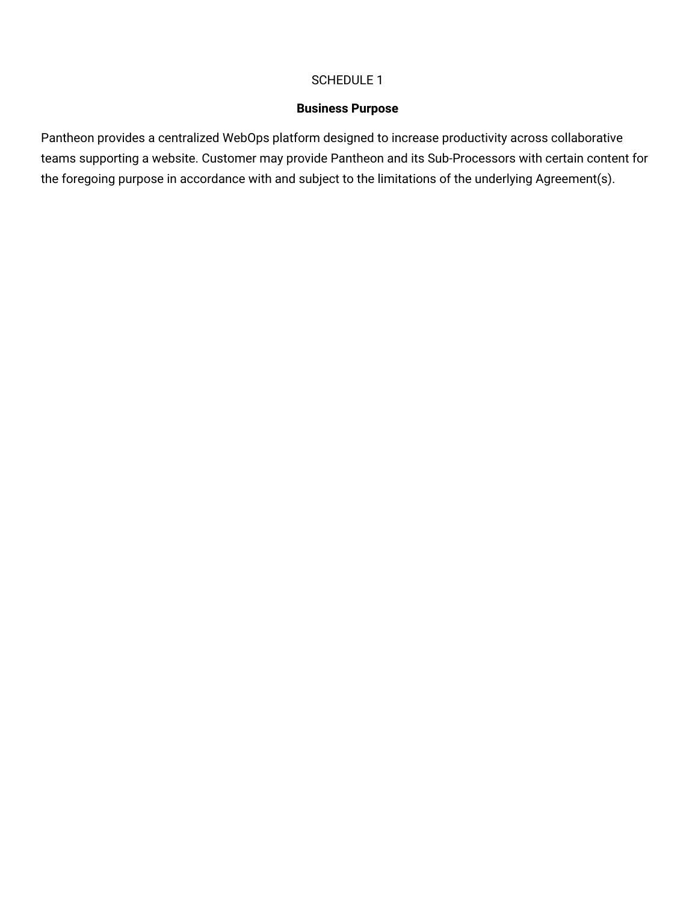SCHEDULE 1

**Business Purpose**

Pantheon provides a centralized WebOps platform designed to increase productivity across collaborative teams supporting a website. Customer may provide Pantheon and its Sub-Processors with certain content for the foregoing purpose in accordance with and subject to the limitations of the underlying Agreement(s).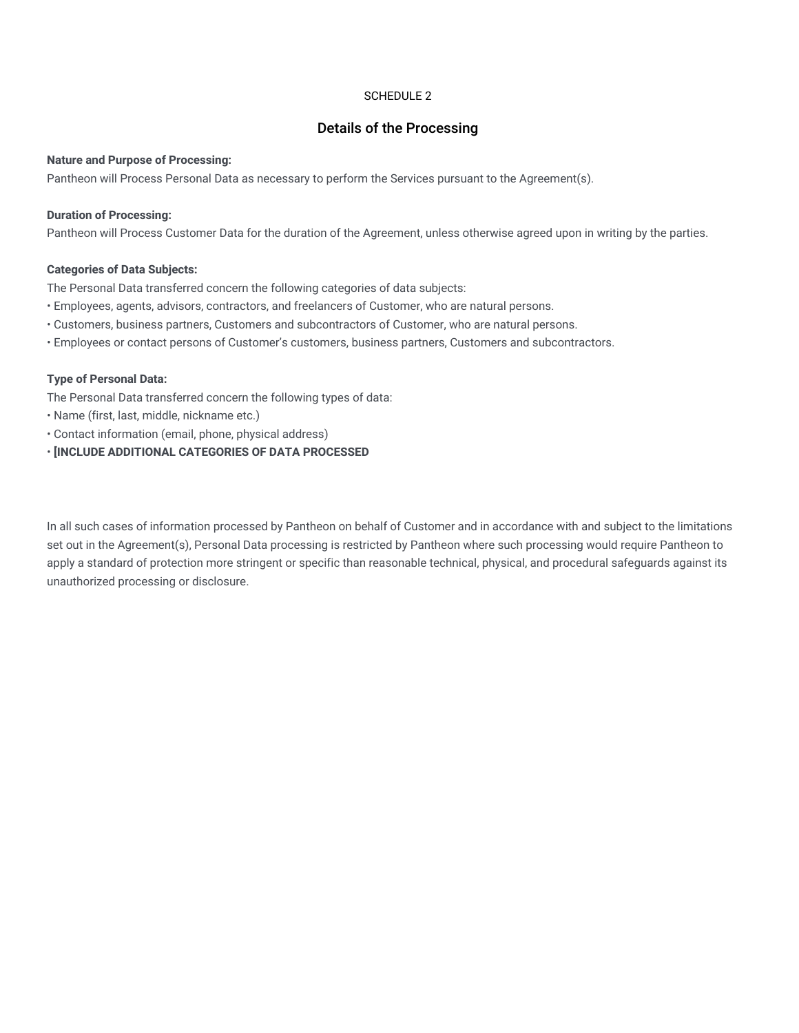SCHEDULE 2

## Details of the Processing

**Nature and Purpose of Processing:**
Pantheon will Process Personal Data as necessary to perform the Services pursuant to the Agreement(s).

**Duration of Processing:**
Pantheon will Process Customer Data for the duration of the Agreement, unless otherwise agreed upon in writing by the parties.

**Categories of Data Subjects:**
The Personal Data transferred concern the following categories of data subjects:
• Employees, agents, advisors, contractors, and freelancers of Customer, who are natural persons.
• Customers, business partners, Customers and subcontractors of Customer, who are natural persons.
• Employees or contact persons of Customer's customers, business partners, Customers and subcontractors.

**Type of Personal Data:**
The Personal Data transferred concern the following types of data:
• Name (first, last, middle, nickname etc.)
• Contact information (email, phone, physical address)
• **[INCLUDE ADDITIONAL CATEGORIES OF DATA PROCESSED**

In all such cases of information processed by Pantheon on behalf of Customer and in accordance with and subject to the limitations set out in the Agreement(s), Personal Data processing is restricted by Pantheon where such processing would require Pantheon to apply a standard of protection more stringent or specific than reasonable technical, physical, and procedural safeguards against its unauthorized processing or disclosure.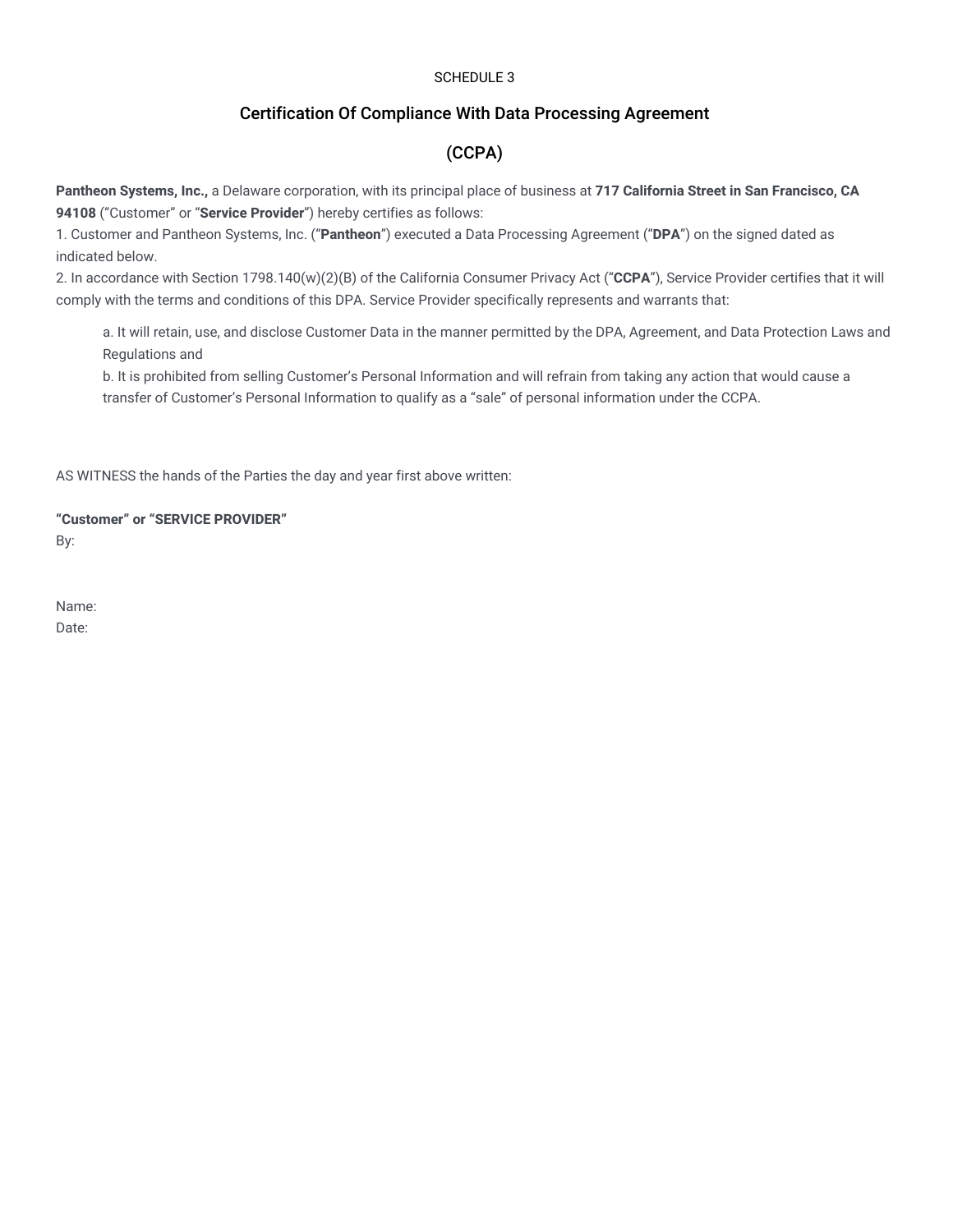SCHEDULE 3

## Certification Of Compliance With Data Processing Agreement

## (CCPA)

**Pantheon Systems, Inc.,** a Delaware corporation, with its principal place of business at **717 California Street in San Francisco, CA 94108** ("Customer" or "**Service Provider**") hereby certifies as follows:

1. Customer and Pantheon Systems, Inc. ("**Pantheon**") executed a Data Processing Agreement ("**DPA**") on the signed dated as indicated below.
2. In accordance with Section 1798.140(w)(2)(B) of the California Consumer Privacy Act ("**CCPA**"), Service Provider certifies that it will comply with the terms and conditions of this DPA. Service Provider specifically represents and warrants that:

   a. It will retain, use, and disclose Customer Data in the manner permitted by the DPA, Agreement, and Data Protection Laws and Regulations and
   b. It is prohibited from selling Customer's Personal Information and will refrain from taking any action that would cause a transfer of Customer's Personal Information to qualify as a "sale" of personal information under the CCPA.

AS WITNESS the hands of the Parties the day and year first above written:

**"Customer" or "SERVICE PROVIDER"**
By:

Name:
Date: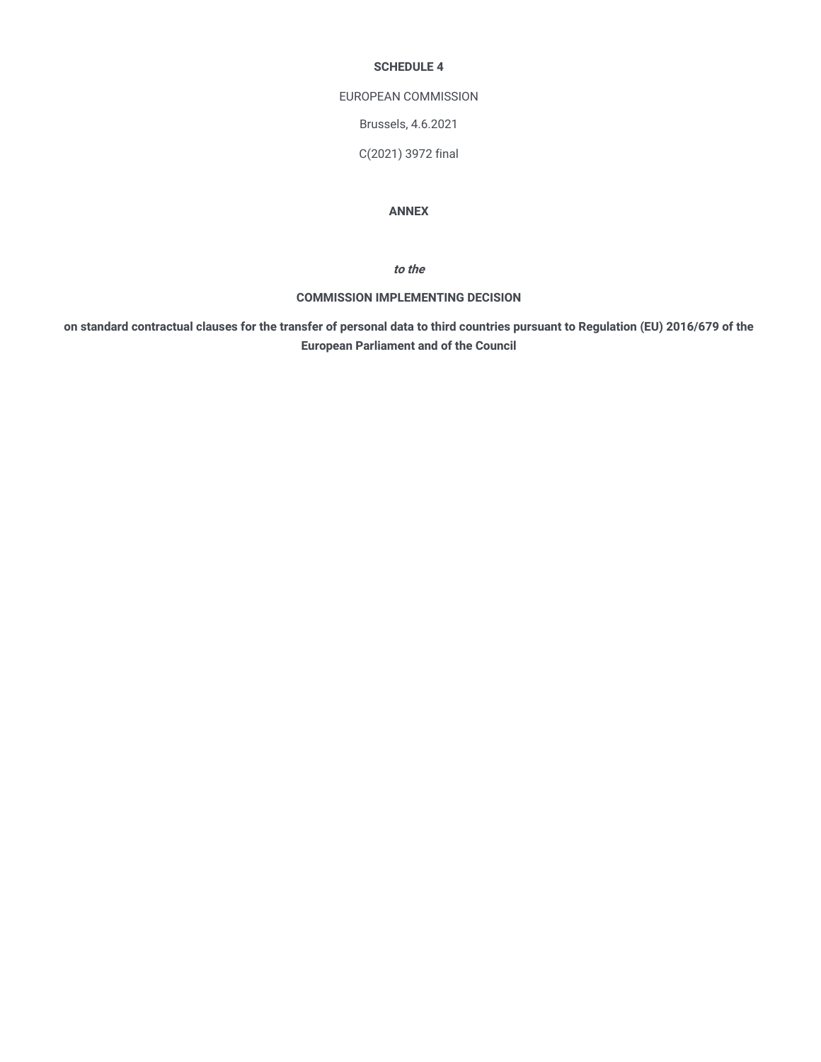**SCHEDULE 4**

EUROPEAN COMMISSION

Brussels, 4.6.2021

C(2021) 3972 final

**ANNEX**

***to the***

**COMMISSION IMPLEMENTING DECISION**

**on standard contractual clauses for the transfer of personal data to third countries pursuant to Regulation (EU) 2016/679 of the European Parliament and of the Council**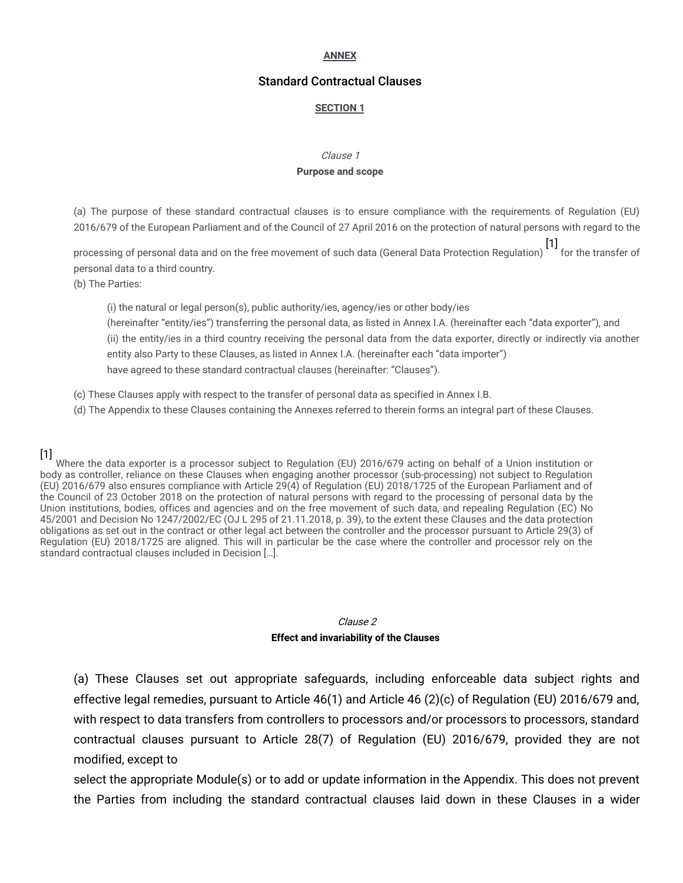**ANNEX**

# Standard Contractual Clauses

## SECTION 1

*Clause 1*

### Purpose and scope

(a) The purpose of these standard contractual clauses is to ensure compliance with the requirements of Regulation (EU) 2016/679 of the European Parliament and of the Council of 27 April 2016 on the protection of natural persons with regard to the processing of personal data and on the free movement of such data (General Data Protection Regulation) [1] for the transfer of personal data to a third country.

(b) The Parties:

> (i) the natural or legal person(s), public authority/ies, agency/ies or other body/ies (hereinafter "entity/ies") transferring the personal data, as listed in Annex I.A. (hereinafter each "data exporter"), and
>
> (ii) the entity/ies in a third country receiving the personal data from the data exporter, directly or indirectly via another entity also Party to these Clauses, as listed in Annex I.A. (hereinafter each "data importer")
>
> have agreed to these standard contractual clauses (hereinafter: "Clauses").

(c) These Clauses apply with respect to the transfer of personal data as specified in Annex I.B.

(d) The Appendix to these Clauses containing the Annexes referred to therein forms an integral part of these Clauses.

[1] Where the data exporter is a processor subject to Regulation (EU) 2016/679 acting on behalf of a Union institution or body as controller, reliance on these Clauses when engaging another processor (sub-processing) not subject to Regulation (EU) 2016/679 also ensures compliance with Article 29(4) of Regulation (EU) 2018/1725 of the European Parliament and of the Council of 23 October 2018 on the protection of natural persons with regard to the processing of personal data by the Union institutions, bodies, offices and agencies and on the free movement of such data, and repealing Regulation (EC) No 45/2001 and Decision No 1247/2002/EC (OJ L 295 of 21.11.2018, p. 39), to the extent these Clauses and the data protection obligations as set out in the contract or other legal act between the controller and the processor pursuant to Article 29(3) of Regulation (EU) 2018/1725 are aligned. This will in particular be the case where the controller and processor rely on the standard contractual clauses included in Decision […].

*Clause 2*

### Effect and invariability of the Clauses

(a) These Clauses set out appropriate safeguards, including enforceable data subject rights and effective legal remedies, pursuant to Article 46(1) and Article 46 (2)(c) of Regulation (EU) 2016/679 and, with respect to data transfers from controllers to processors and/or processors to processors, standard contractual clauses pursuant to Article 28(7) of Regulation (EU) 2016/679, provided they are not modified, except to select the appropriate Module(s) or to add or update information in the Appendix. This does not prevent the Parties from including the standard contractual clauses laid down in these Clauses in a wider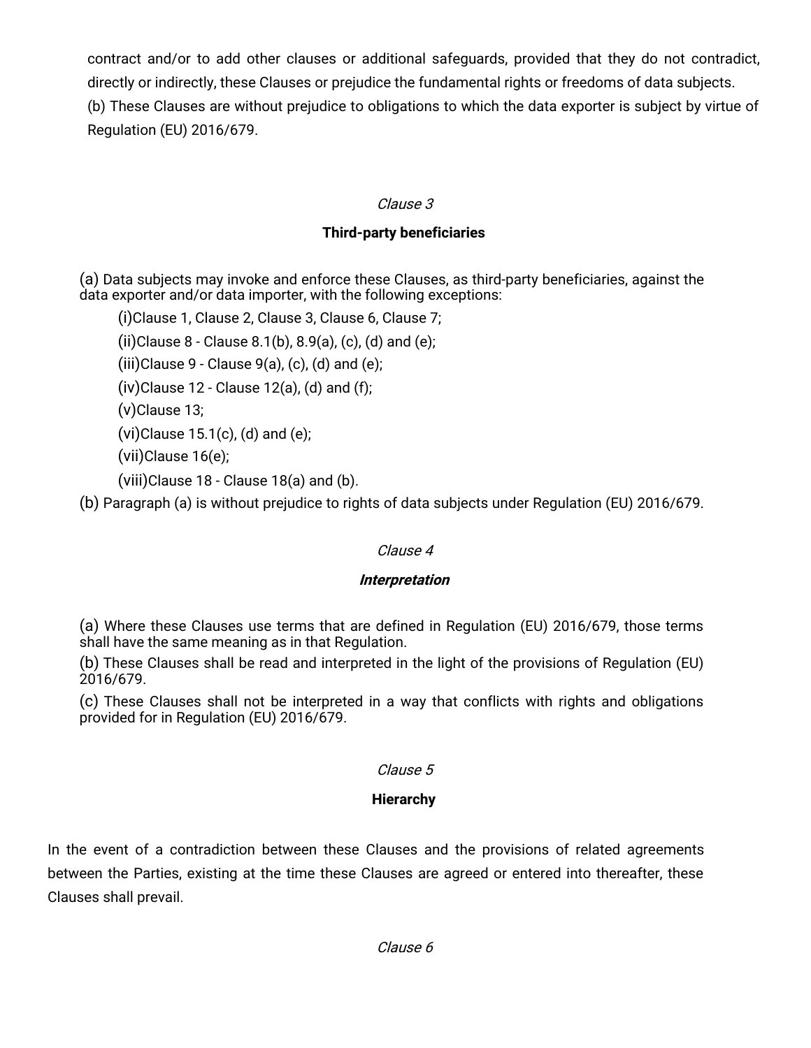contract and/or to add other clauses or additional safeguards, provided that they do not contradict, directly or indirectly, these Clauses or prejudice the fundamental rights or freedoms of data subjects.

(b) These Clauses are without prejudice to obligations to which the data exporter is subject by virtue of Regulation (EU) 2016/679.

*Clause 3*

**Third-party beneficiaries**

(a) Data subjects may invoke and enforce these Clauses, as third-party beneficiaries, against the data exporter and/or data importer, with the following exceptions:

(i)Clause 1, Clause 2, Clause 3, Clause 6, Clause 7;

(ii)Clause 8 - Clause 8.1(b), 8.9(a), (c), (d) and (e);

(iii)Clause 9 - Clause 9(a), (c), (d) and (e);

(iv)Clause 12 - Clause 12(a), (d) and (f);

(v)Clause 13;

(vi)Clause 15.1(c), (d) and (e);

(vii)Clause 16(e);

(viii)Clause 18 - Clause 18(a) and (b).

(b) Paragraph (a) is without prejudice to rights of data subjects under Regulation (EU) 2016/679.

*Clause 4*

***Interpretation***

(a) Where these Clauses use terms that are defined in Regulation (EU) 2016/679, those terms shall have the same meaning as in that Regulation.

(b) These Clauses shall be read and interpreted in the light of the provisions of Regulation (EU) 2016/679.

(c) These Clauses shall not be interpreted in a way that conflicts with rights and obligations provided for in Regulation (EU) 2016/679.

*Clause 5*

**Hierarchy**

In the event of a contradiction between these Clauses and the provisions of related agreements between the Parties, existing at the time these Clauses are agreed or entered into thereafter, these Clauses shall prevail.

*Clause 6*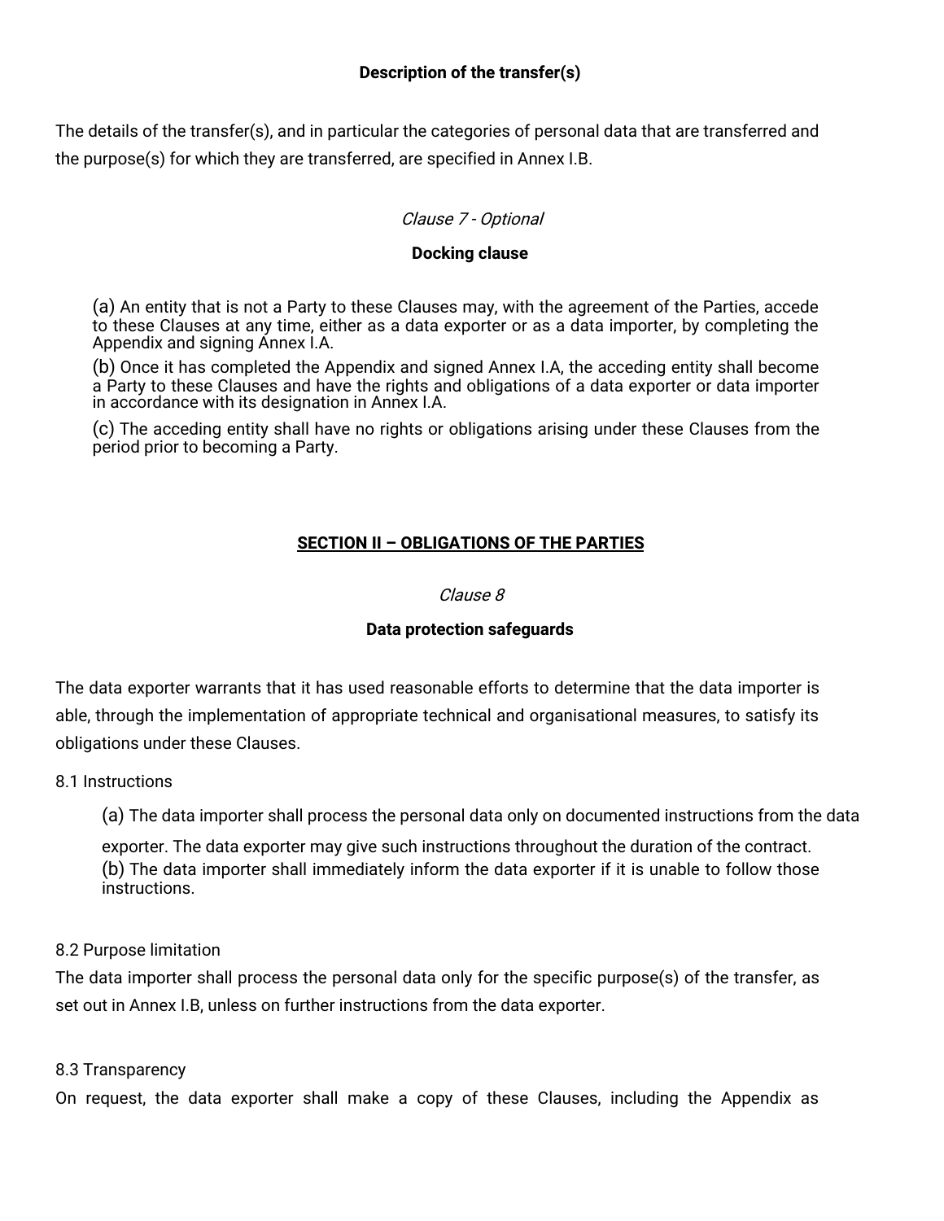**Description of the transfer(s)**

The details of the transfer(s), and in particular the categories of personal data that are transferred and the purpose(s) for which they are transferred, are specified in Annex I.B.

*Clause 7 - Optional*

**Docking clause**

(a) An entity that is not a Party to these Clauses may, with the agreement of the Parties, accede to these Clauses at any time, either as a data exporter or as a data importer, by completing the Appendix and signing Annex I.A.

(b) Once it has completed the Appendix and signed Annex I.A, the acceding entity shall become a Party to these Clauses and have the rights and obligations of a data exporter or data importer in accordance with its designation in Annex I.A.

(c) The acceding entity shall have no rights or obligations arising under these Clauses from the period prior to becoming a Party.

## SECTION II – OBLIGATIONS OF THE PARTIES

*Clause 8*

**Data protection safeguards**

The data exporter warrants that it has used reasonable efforts to determine that the data importer is able, through the implementation of appropriate technical and organisational measures, to satisfy its obligations under these Clauses.

8.1 Instructions

(a) The data importer shall process the personal data only on documented instructions from the data exporter. The data exporter may give such instructions throughout the duration of the contract.

(b) The data importer shall immediately inform the data exporter if it is unable to follow those instructions.

8.2 Purpose limitation

The data importer shall process the personal data only for the specific purpose(s) of the transfer, as set out in Annex I.B, unless on further instructions from the data exporter.

8.3 Transparency

On request, the data exporter shall make a copy of these Clauses, including the Appendix as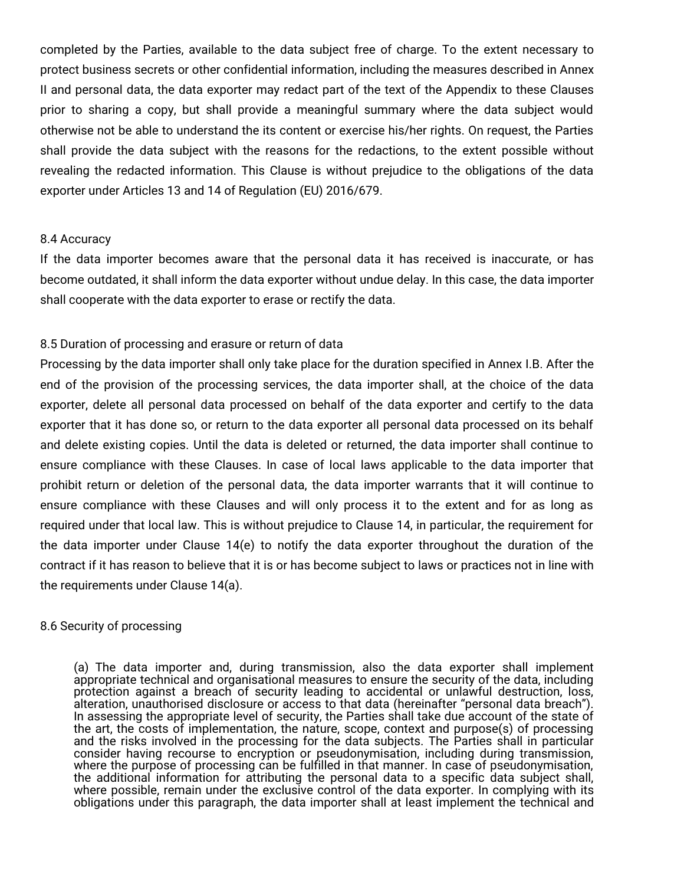completed by the Parties, available to the data subject free of charge. To the extent necessary to protect business secrets or other confidential information, including the measures described in Annex II and personal data, the data exporter may redact part of the text of the Appendix to these Clauses prior to sharing a copy, but shall provide a meaningful summary where the data subject would otherwise not be able to understand the its content or exercise his/her rights. On request, the Parties shall provide the data subject with the reasons for the redactions, to the extent possible without revealing the redacted information. This Clause is without prejudice to the obligations of the data exporter under Articles 13 and 14 of Regulation (EU) 2016/679.

8.4 Accuracy

If the data importer becomes aware that the personal data it has received is inaccurate, or has become outdated, it shall inform the data exporter without undue delay. In this case, the data importer shall cooperate with the data exporter to erase or rectify the data.

8.5 Duration of processing and erasure or return of data

Processing by the data importer shall only take place for the duration specified in Annex I.B. After the end of the provision of the processing services, the data importer shall, at the choice of the data exporter, delete all personal data processed on behalf of the data exporter and certify to the data exporter that it has done so, or return to the data exporter all personal data processed on its behalf and delete existing copies. Until the data is deleted or returned, the data importer shall continue to ensure compliance with these Clauses. In case of local laws applicable to the data importer that prohibit return or deletion of the personal data, the data importer warrants that it will continue to ensure compliance with these Clauses and will only process it to the extent and for as long as required under that local law. This is without prejudice to Clause 14, in particular, the requirement for the data importer under Clause 14(e) to notify the data exporter throughout the duration of the contract if it has reason to believe that it is or has become subject to laws or practices not in line with the requirements under Clause 14(a).

8.6 Security of processing

(a) The data importer and, during transmission, also the data exporter shall implement appropriate technical and organisational measures to ensure the security of the data, including protection against a breach of security leading to accidental or unlawful destruction, loss, alteration, unauthorised disclosure or access to that data (hereinafter "personal data breach"). In assessing the appropriate level of security, the Parties shall take due account of the state of the art, the costs of implementation, the nature, scope, context and purpose(s) of processing and the risks involved in the processing for the data subjects. The Parties shall in particular consider having recourse to encryption or pseudonymisation, including during transmission, where the purpose of processing can be fulfilled in that manner. In case of pseudonymisation, the additional information for attributing the personal data to a specific data subject shall, where possible, remain under the exclusive control of the data exporter. In complying with its obligations under this paragraph, the data importer shall at least implement the technical and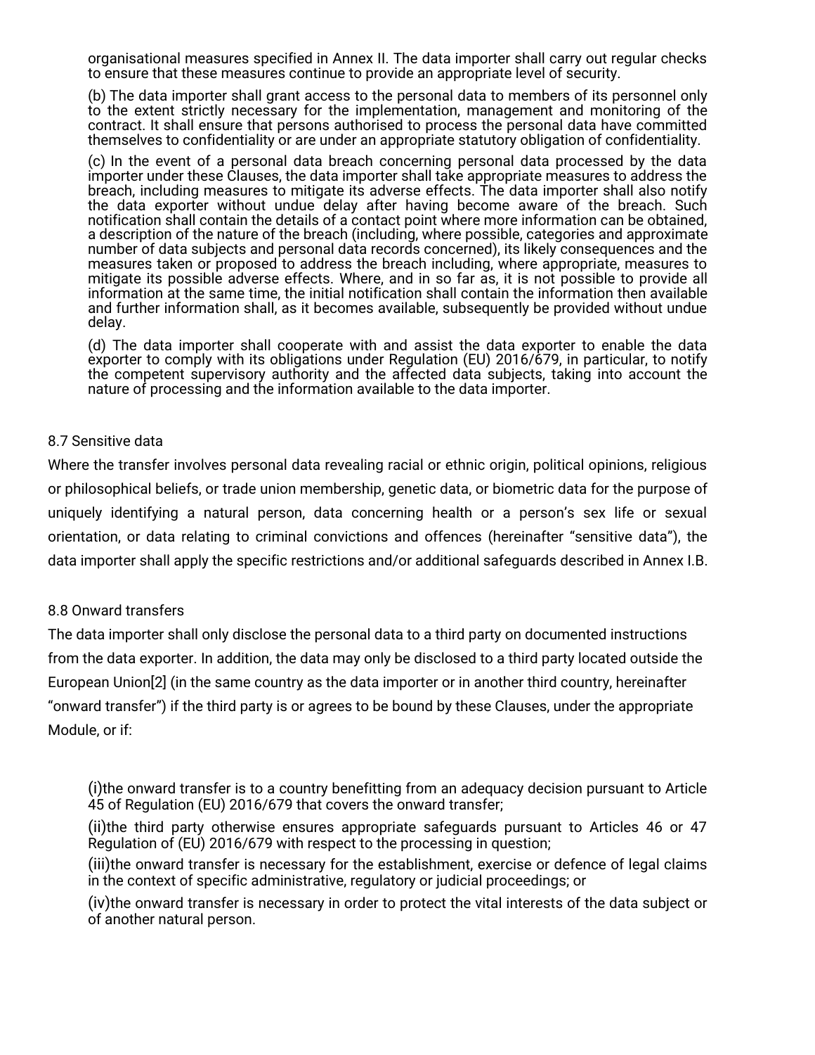organisational measures specified in Annex II. The data importer shall carry out regular checks to ensure that these measures continue to provide an appropriate level of security.

(b) The data importer shall grant access to the personal data to members of its personnel only to the extent strictly necessary for the implementation, management and monitoring of the contract. It shall ensure that persons authorised to process the personal data have committed themselves to confidentiality or are under an appropriate statutory obligation of confidentiality.

(c) In the event of a personal data breach concerning personal data processed by the data importer under these Clauses, the data importer shall take appropriate measures to address the breach, including measures to mitigate its adverse effects. The data importer shall also notify the data exporter without undue delay after having become aware of the breach. Such notification shall contain the details of a contact point where more information can be obtained, a description of the nature of the breach (including, where possible, categories and approximate number of data subjects and personal data records concerned), its likely consequences and the measures taken or proposed to address the breach including, where appropriate, measures to mitigate its possible adverse effects. Where, and in so far as, it is not possible to provide all information at the same time, the initial notification shall contain the information then available and further information shall, as it becomes available, subsequently be provided without undue delay.

(d) The data importer shall cooperate with and assist the data exporter to enable the data exporter to comply with its obligations under Regulation (EU) 2016/679, in particular, to notify the competent supervisory authority and the affected data subjects, taking into account the nature of processing and the information available to the data importer.

8.7 Sensitive data

Where the transfer involves personal data revealing racial or ethnic origin, political opinions, religious or philosophical beliefs, or trade union membership, genetic data, or biometric data for the purpose of uniquely identifying a natural person, data concerning health or a person's sex life or sexual orientation, or data relating to criminal convictions and offences (hereinafter "sensitive data"), the data importer shall apply the specific restrictions and/or additional safeguards described in Annex I.B.

8.8 Onward transfers

The data importer shall only disclose the personal data to a third party on documented instructions from the data exporter. In addition, the data may only be disclosed to a third party located outside the European Union[2] (in the same country as the data importer or in another third country, hereinafter "onward transfer") if the third party is or agrees to be bound by these Clauses, under the appropriate Module, or if:

(i)the onward transfer is to a country benefitting from an adequacy decision pursuant to Article 45 of Regulation (EU) 2016/679 that covers the onward transfer;

(ii)the third party otherwise ensures appropriate safeguards pursuant to Articles 46 or 47 Regulation of (EU) 2016/679 with respect to the processing in question;

(iii)the onward transfer is necessary for the establishment, exercise or defence of legal claims in the context of specific administrative, regulatory or judicial proceedings; or

(iv)the onward transfer is necessary in order to protect the vital interests of the data subject or of another natural person.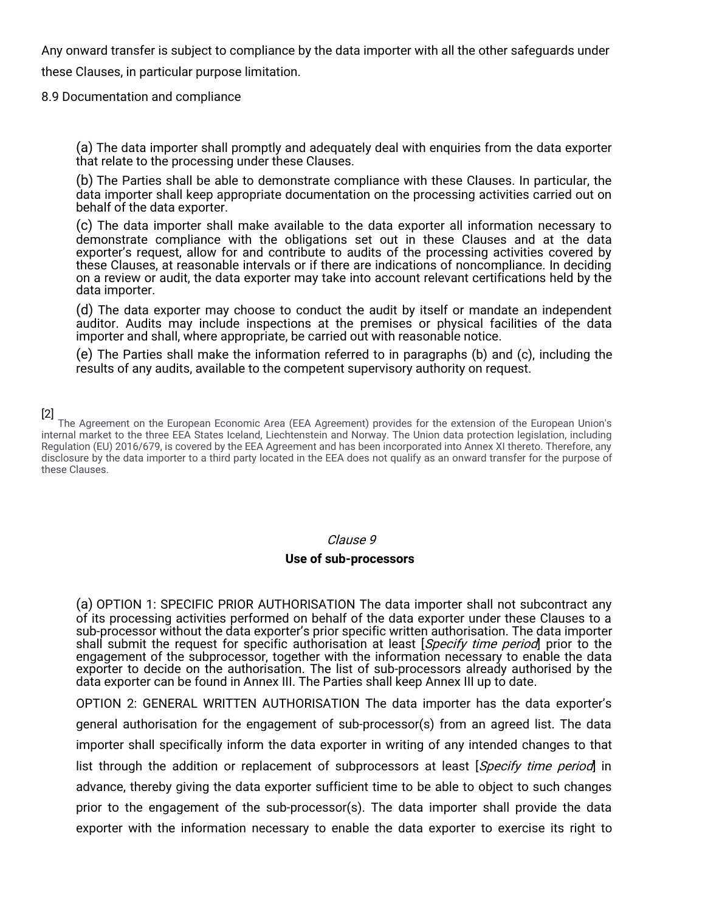Any onward transfer is subject to compliance by the data importer with all the other safeguards under these Clauses, in particular purpose limitation.

8.9 Documentation and compliance

(a) The data importer shall promptly and adequately deal with enquiries from the data exporter that relate to the processing under these Clauses.

(b) The Parties shall be able to demonstrate compliance with these Clauses. In particular, the data importer shall keep appropriate documentation on the processing activities carried out on behalf of the data exporter.

(c) The data importer shall make available to the data exporter all information necessary to demonstrate compliance with the obligations set out in these Clauses and at the data exporter's request, allow for and contribute to audits of the processing activities covered by these Clauses, at reasonable intervals or if there are indications of noncompliance. In deciding on a review or audit, the data exporter may take into account relevant certifications held by the data importer.

(d) The data exporter may choose to conduct the audit by itself or mandate an independent auditor. Audits may include inspections at the premises or physical facilities of the data importer and shall, where appropriate, be carried out with reasonable notice.

(e) The Parties shall make the information referred to in paragraphs (b) and (c), including the results of any audits, available to the competent supervisory authority on request.

[2] The Agreement on the European Economic Area (EEA Agreement) provides for the extension of the European Union's internal market to the three EEA States Iceland, Liechtenstein and Norway. The Union data protection legislation, including Regulation (EU) 2016/679, is covered by the EEA Agreement and has been incorporated into Annex XI thereto. Therefore, any disclosure by the data importer to a third party located in the EEA does not qualify as an onward transfer for the purpose of these Clauses.

*Clause 9*

**Use of sub-processors**

(a) OPTION 1: SPECIFIC PRIOR AUTHORISATION The data importer shall not subcontract any of its processing activities performed on behalf of the data exporter under these Clauses to a sub-processor without the data exporter's prior specific written authorisation. The data importer shall submit the request for specific authorisation at least [*Specify time period*] prior to the engagement of the subprocessor, together with the information necessary to enable the data exporter to decide on the authorisation. The list of sub-processors already authorised by the data exporter can be found in Annex III. The Parties shall keep Annex III up to date.

OPTION 2: GENERAL WRITTEN AUTHORISATION The data importer has the data exporter's general authorisation for the engagement of sub-processor(s) from an agreed list. The data importer shall specifically inform the data exporter in writing of any intended changes to that list through the addition or replacement of subprocessors at least [*Specify time period*] in advance, thereby giving the data exporter sufficient time to be able to object to such changes prior to the engagement of the sub-processor(s). The data importer shall provide the data exporter with the information necessary to enable the data exporter to exercise its right to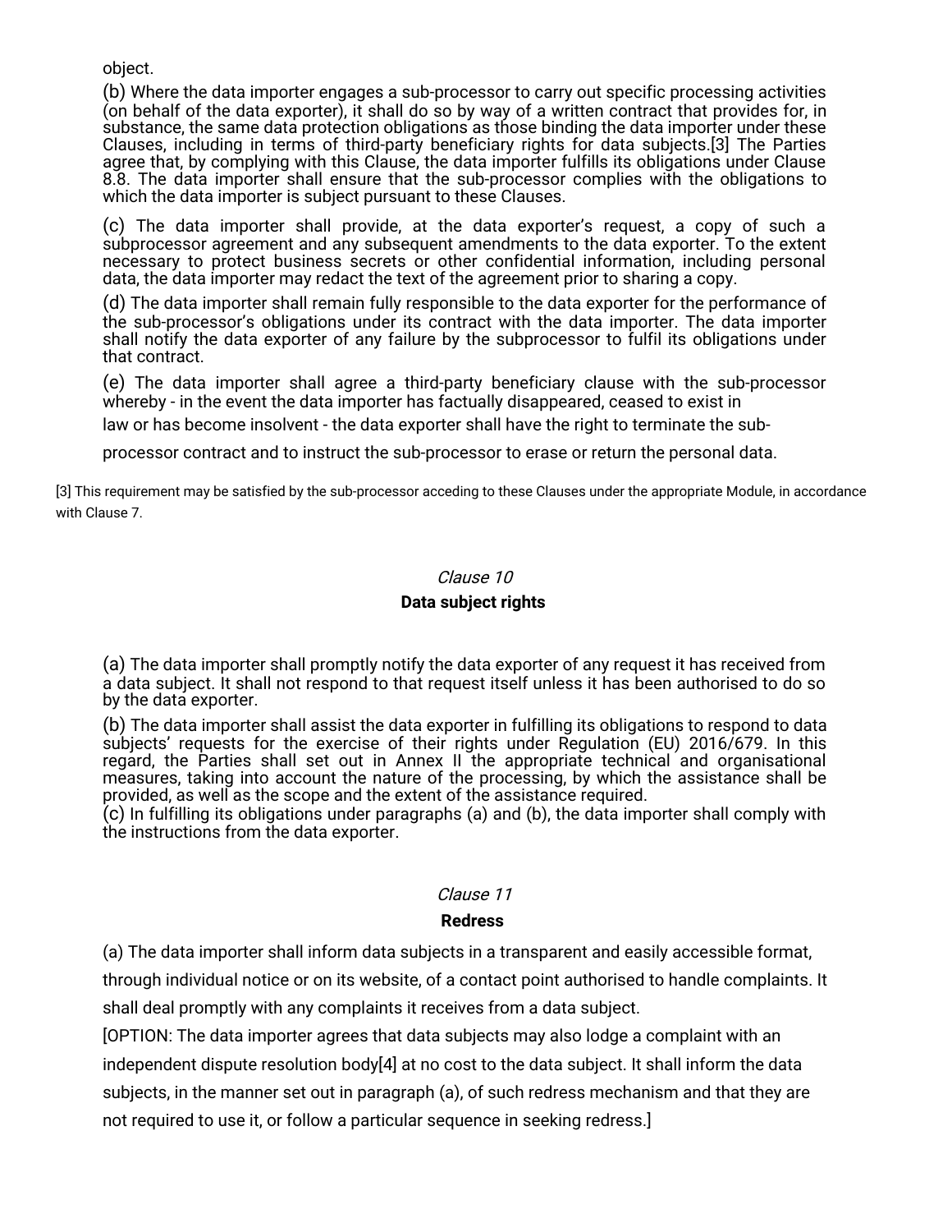object.

(b) Where the data importer engages a sub-processor to carry out specific processing activities (on behalf of the data exporter), it shall do so by way of a written contract that provides for, in substance, the same data protection obligations as those binding the data importer under these Clauses, including in terms of third-party beneficiary rights for data subjects.[3] The Parties agree that, by complying with this Clause, the data importer fulfills its obligations under Clause 8.8. The data importer shall ensure that the sub-processor complies with the obligations to which the data importer is subject pursuant to these Clauses.

(c) The data importer shall provide, at the data exporter's request, a copy of such a subprocessor agreement and any subsequent amendments to the data exporter. To the extent necessary to protect business secrets or other confidential information, including personal data, the data importer may redact the text of the agreement prior to sharing a copy.

(d) The data importer shall remain fully responsible to the data exporter for the performance of the sub-processor's obligations under its contract with the data importer. The data importer shall notify the data exporter of any failure by the subprocessor to fulfil its obligations under that contract.

(e) The data importer shall agree a third-party beneficiary clause with the sub-processor whereby - in the event the data importer has factually disappeared, ceased to exist in law or has become insolvent - the data exporter shall have the right to terminate the sub-processor contract and to instruct the sub-processor to erase or return the personal data.

[3] This requirement may be satisfied by the sub-processor acceding to these Clauses under the appropriate Module, in accordance with Clause 7.

*Clause 10*

**Data subject rights**

(a) The data importer shall promptly notify the data exporter of any request it has received from a data subject. It shall not respond to that request itself unless it has been authorised to do so by the data exporter.

(b) The data importer shall assist the data exporter in fulfilling its obligations to respond to data subjects' requests for the exercise of their rights under Regulation (EU) 2016/679. In this regard, the Parties shall set out in Annex II the appropriate technical and organisational measures, taking into account the nature of the processing, by which the assistance shall be provided, as well as the scope and the extent of the assistance required.

(c) In fulfilling its obligations under paragraphs (a) and (b), the data importer shall comply with the instructions from the data exporter.

*Clause 11*

**Redress**

(a) The data importer shall inform data subjects in a transparent and easily accessible format, through individual notice or on its website, of a contact point authorised to handle complaints. It shall deal promptly with any complaints it receives from a data subject.

[OPTION: The data importer agrees that data subjects may also lodge a complaint with an independent dispute resolution body[4] at no cost to the data subject. It shall inform the data subjects, in the manner set out in paragraph (a), of such redress mechanism and that they are not required to use it, or follow a particular sequence in seeking redress.]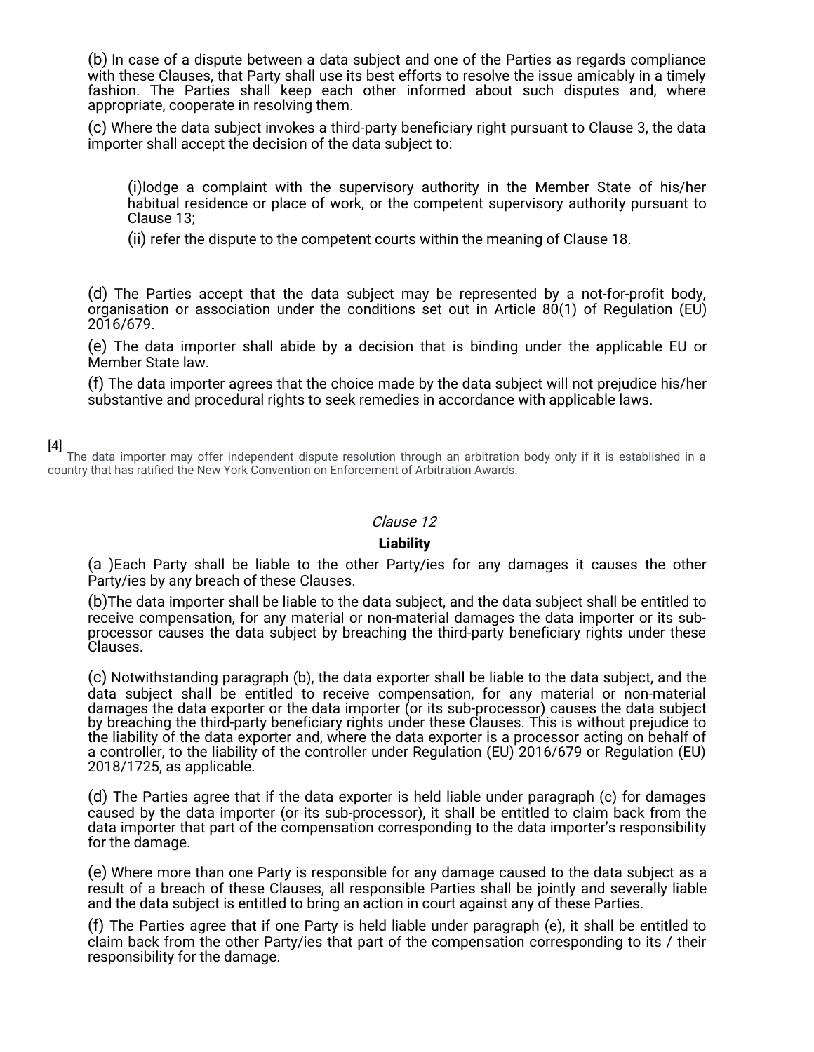(b) In case of a dispute between a data subject and one of the Parties as regards compliance with these Clauses, that Party shall use its best efforts to resolve the issue amicably in a timely fashion. The Parties shall keep each other informed about such disputes and, where appropriate, cooperate in resolving them.

(c) Where the data subject invokes a third-party beneficiary right pursuant to Clause 3, the data importer shall accept the decision of the data subject to:

> (i)lodge a complaint with the supervisory authority in the Member State of his/her habitual residence or place of work, or the competent supervisory authority pursuant to Clause 13;
>
> (ii) refer the dispute to the competent courts within the meaning of Clause 18.

(d) The Parties accept that the data subject may be represented by a not-for-profit body, organisation or association under the conditions set out in Article 80(1) of Regulation (EU) 2016/679.

(e) The data importer shall abide by a decision that is binding under the applicable EU or Member State law.

(f) The data importer agrees that the choice made by the data subject will not prejudice his/her substantive and procedural rights to seek remedies in accordance with applicable laws.

[4] The data importer may offer independent dispute resolution through an arbitration body only if it is established in a country that has ratified the New York Convention on Enforcement of Arbitration Awards.

*Clause 12*

**Liability**

(a )Each Party shall be liable to the other Party/ies for any damages it causes the other Party/ies by any breach of these Clauses.

(b)The data importer shall be liable to the data subject, and the data subject shall be entitled to receive compensation, for any material or non-material damages the data importer or its sub-processor causes the data subject by breaching the third-party beneficiary rights under these Clauses.

(c) Notwithstanding paragraph (b), the data exporter shall be liable to the data subject, and the data subject shall be entitled to receive compensation, for any material or non-material damages the data exporter or the data importer (or its sub-processor) causes the data subject by breaching the third-party beneficiary rights under these Clauses. This is without prejudice to the liability of the data exporter and, where the data exporter is a processor acting on behalf of a controller, to the liability of the controller under Regulation (EU) 2016/679 or Regulation (EU) 2018/1725, as applicable.

(d) The Parties agree that if the data exporter is held liable under paragraph (c) for damages caused by the data importer (or its sub-processor), it shall be entitled to claim back from the data importer that part of the compensation corresponding to the data importer's responsibility for the damage.

(e) Where more than one Party is responsible for any damage caused to the data subject as a result of a breach of these Clauses, all responsible Parties shall be jointly and severally liable and the data subject is entitled to bring an action in court against any of these Parties.

(f) The Parties agree that if one Party is held liable under paragraph (e), it shall be entitled to claim back from the other Party/ies that part of the compensation corresponding to its / their responsibility for the damage.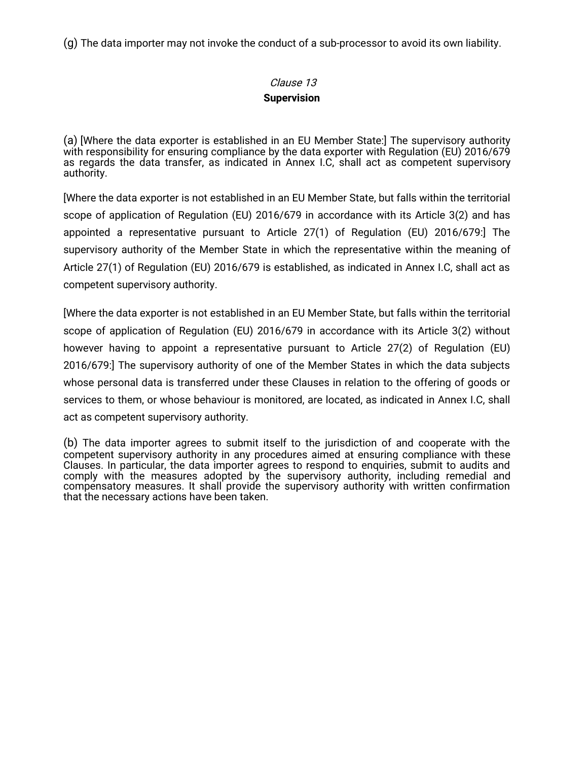(g) The data importer may not invoke the conduct of a sub-processor to avoid its own liability.

*Clause 13*

**Supervision**

(a) [Where the data exporter is established in an EU Member State:] The supervisory authority with responsibility for ensuring compliance by the data exporter with Regulation (EU) 2016/679 as regards the data transfer, as indicated in Annex I.C, shall act as competent supervisory authority.

[Where the data exporter is not established in an EU Member State, but falls within the territorial scope of application of Regulation (EU) 2016/679 in accordance with its Article 3(2) and has appointed a representative pursuant to Article 27(1) of Regulation (EU) 2016/679:] The supervisory authority of the Member State in which the representative within the meaning of Article 27(1) of Regulation (EU) 2016/679 is established, as indicated in Annex I.C, shall act as competent supervisory authority.

[Where the data exporter is not established in an EU Member State, but falls within the territorial scope of application of Regulation (EU) 2016/679 in accordance with its Article 3(2) without however having to appoint a representative pursuant to Article 27(2) of Regulation (EU) 2016/679:] The supervisory authority of one of the Member States in which the data subjects whose personal data is transferred under these Clauses in relation to the offering of goods or services to them, or whose behaviour is monitored, are located, as indicated in Annex I.C, shall act as competent supervisory authority.

(b) The data importer agrees to submit itself to the jurisdiction of and cooperate with the competent supervisory authority in any procedures aimed at ensuring compliance with these Clauses. In particular, the data importer agrees to respond to enquiries, submit to audits and comply with the measures adopted by the supervisory authority, including remedial and compensatory measures. It shall provide the supervisory authority with written confirmation that the necessary actions have been taken.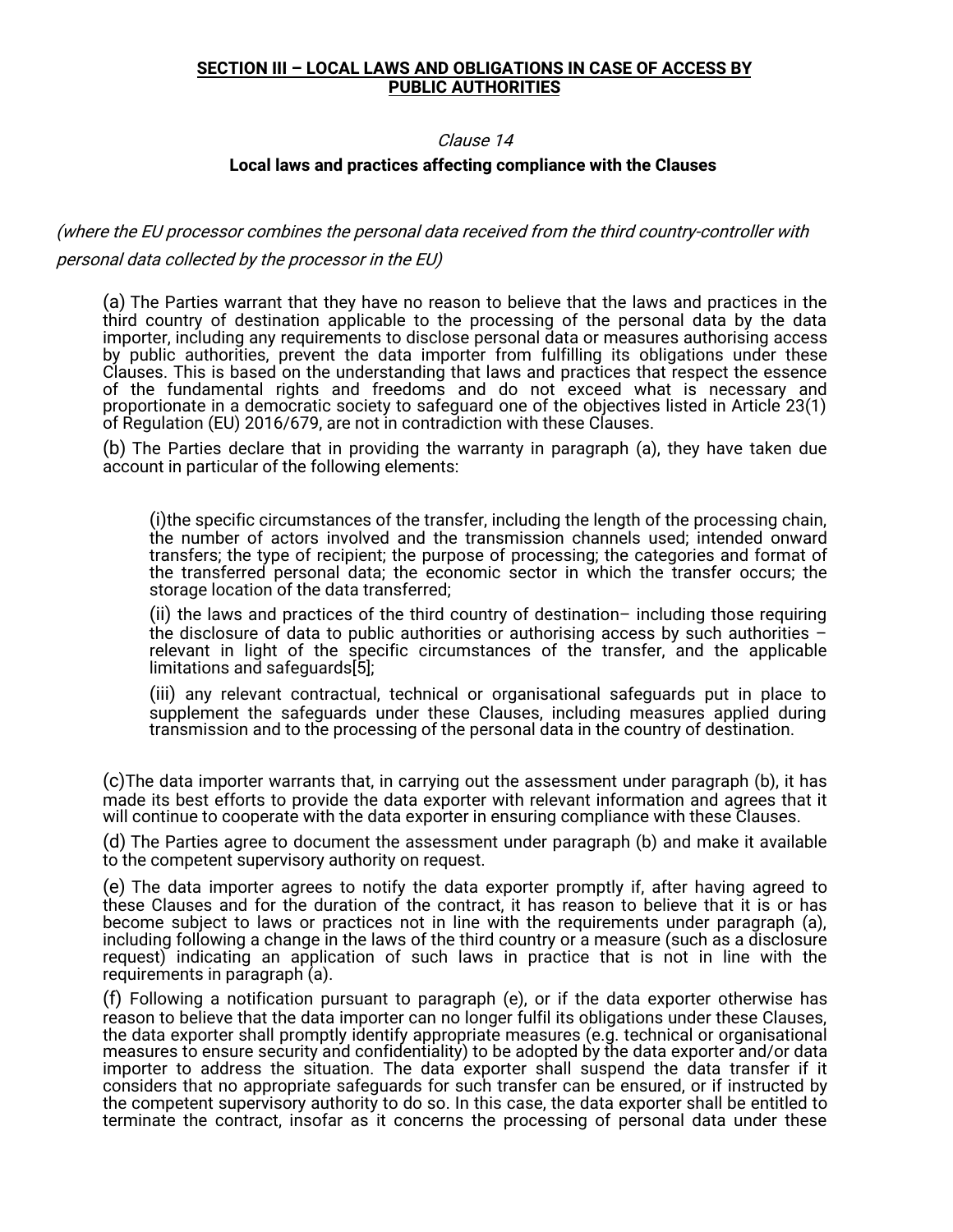## SECTION III – LOCAL LAWS AND OBLIGATIONS IN CASE OF ACCESS BY PUBLIC AUTHORITIES

*Clause 14*

**Local laws and practices affecting compliance with the Clauses**

*(where the EU processor combines the personal data received from the third country-controller with personal data collected by the processor in the EU)*

(a) The Parties warrant that they have no reason to believe that the laws and practices in the third country of destination applicable to the processing of the personal data by the data importer, including any requirements to disclose personal data or measures authorising access by public authorities, prevent the data importer from fulfilling its obligations under these Clauses. This is based on the understanding that laws and practices that respect the essence of the fundamental rights and freedoms and do not exceed what is necessary and proportionate in a democratic society to safeguard one of the objectives listed in Article 23(1) of Regulation (EU) 2016/679, are not in contradiction with these Clauses.

(b) The Parties declare that in providing the warranty in paragraph (a), they have taken due account in particular of the following elements:

(i)the specific circumstances of the transfer, including the length of the processing chain, the number of actors involved and the transmission channels used; intended onward transfers; the type of recipient; the purpose of processing; the categories and format of the transferred personal data; the economic sector in which the transfer occurs; the storage location of the data transferred;

(ii) the laws and practices of the third country of destination– including those requiring the disclosure of data to public authorities or authorising access by such authorities – relevant in light of the specific circumstances of the transfer, and the applicable limitations and safeguards[5];

(iii) any relevant contractual, technical or organisational safeguards put in place to supplement the safeguards under these Clauses, including measures applied during transmission and to the processing of the personal data in the country of destination.

(c)The data importer warrants that, in carrying out the assessment under paragraph (b), it has made its best efforts to provide the data exporter with relevant information and agrees that it will continue to cooperate with the data exporter in ensuring compliance with these Clauses.

(d) The Parties agree to document the assessment under paragraph (b) and make it available to the competent supervisory authority on request.

(e) The data importer agrees to notify the data exporter promptly if, after having agreed to these Clauses and for the duration of the contract, it has reason to believe that it is or has become subject to laws or practices not in line with the requirements under paragraph (a), including following a change in the laws of the third country or a measure (such as a disclosure request) indicating an application of such laws in practice that is not in line with the requirements in paragraph (a).

(f) Following a notification pursuant to paragraph (e), or if the data exporter otherwise has reason to believe that the data importer can no longer fulfil its obligations under these Clauses, the data exporter shall promptly identify appropriate measures (e.g. technical or organisational measures to ensure security and confidentiality) to be adopted by the data exporter and/or data importer to address the situation. The data exporter shall suspend the data transfer if it considers that no appropriate safeguards for such transfer can be ensured, or if instructed by the competent supervisory authority to do so. In this case, the data exporter shall be entitled to terminate the contract, insofar as it concerns the processing of personal data under these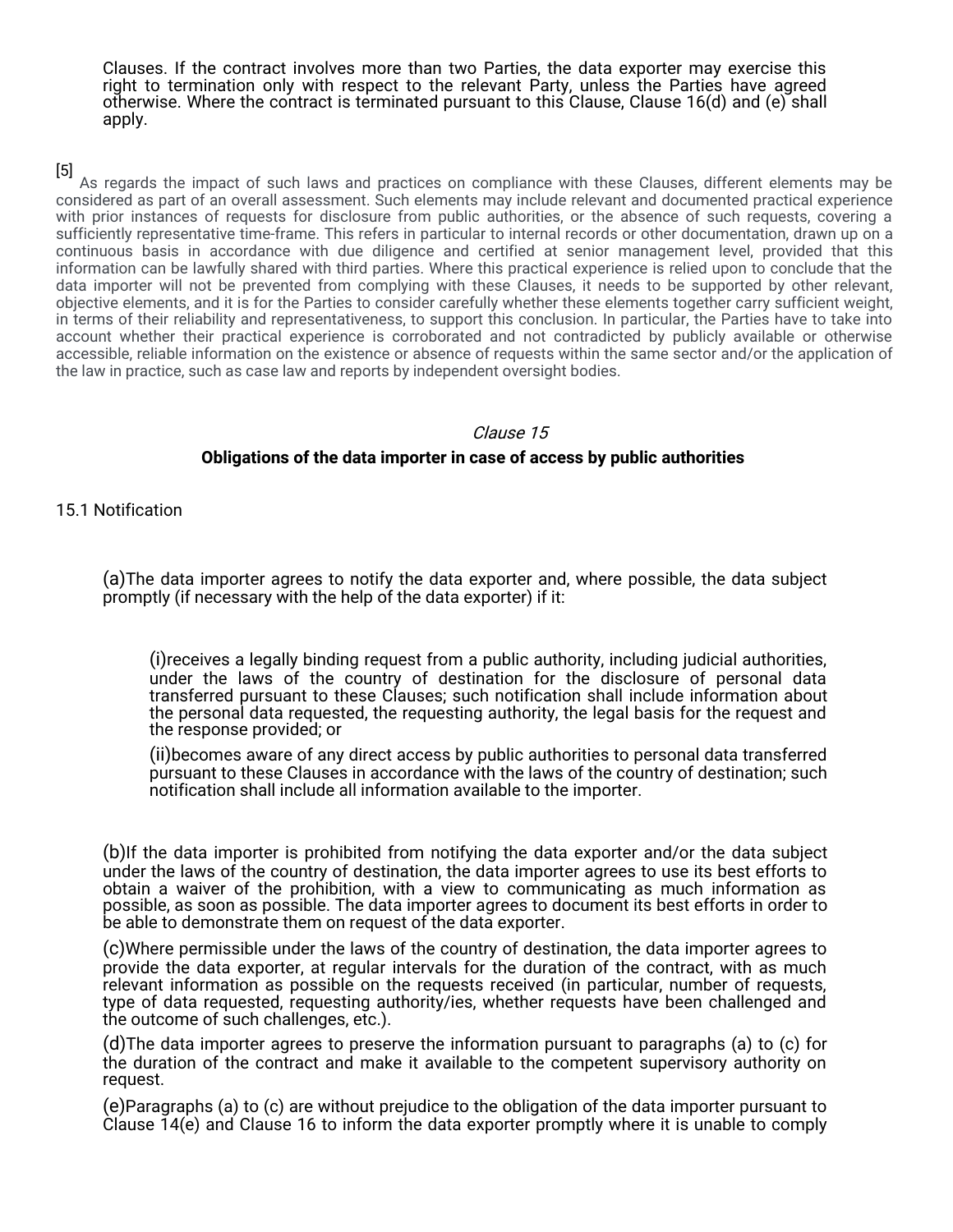Clauses. If the contract involves more than two Parties, the data exporter may exercise this right to termination only with respect to the relevant Party, unless the Parties have agreed otherwise. Where the contract is terminated pursuant to this Clause, Clause 16(d) and (e) shall apply.

[5] As regards the impact of such laws and practices on compliance with these Clauses, different elements may be considered as part of an overall assessment. Such elements may include relevant and documented practical experience with prior instances of requests for disclosure from public authorities, or the absence of such requests, covering a sufficiently representative time-frame. This refers in particular to internal records or other documentation, drawn up on a continuous basis in accordance with due diligence and certified at senior management level, provided that this information can be lawfully shared with third parties. Where this practical experience is relied upon to conclude that the data importer will not be prevented from complying with these Clauses, it needs to be supported by other relevant, objective elements, and it is for the Parties to consider carefully whether these elements together carry sufficient weight, in terms of their reliability and representativeness, to support this conclusion. In particular, the Parties have to take into account whether their practical experience is corroborated and not contradicted by publicly available or otherwise accessible, reliable information on the existence or absence of requests within the same sector and/or the application of the law in practice, such as case law and reports by independent oversight bodies.

*Clause 15*

**Obligations of the data importer in case of access by public authorities**

15.1 Notification

(a)The data importer agrees to notify the data exporter and, where possible, the data subject promptly (if necessary with the help of the data exporter) if it:

(i)receives a legally binding request from a public authority, including judicial authorities, under the laws of the country of destination for the disclosure of personal data transferred pursuant to these Clauses; such notification shall include information about the personal data requested, the requesting authority, the legal basis for the request and the response provided; or

(ii)becomes aware of any direct access by public authorities to personal data transferred pursuant to these Clauses in accordance with the laws of the country of destination; such notification shall include all information available to the importer.

(b)If the data importer is prohibited from notifying the data exporter and/or the data subject under the laws of the country of destination, the data importer agrees to use its best efforts to obtain a waiver of the prohibition, with a view to communicating as much information as possible, as soon as possible. The data importer agrees to document its best efforts in order to be able to demonstrate them on request of the data exporter.

(c)Where permissible under the laws of the country of destination, the data importer agrees to provide the data exporter, at regular intervals for the duration of the contract, with as much relevant information as possible on the requests received (in particular, number of requests, type of data requested, requesting authority/ies, whether requests have been challenged and the outcome of such challenges, etc.).

(d)The data importer agrees to preserve the information pursuant to paragraphs (a) to (c) for the duration of the contract and make it available to the competent supervisory authority on request.

(e)Paragraphs (a) to (c) are without prejudice to the obligation of the data importer pursuant to Clause 14(e) and Clause 16 to inform the data exporter promptly where it is unable to comply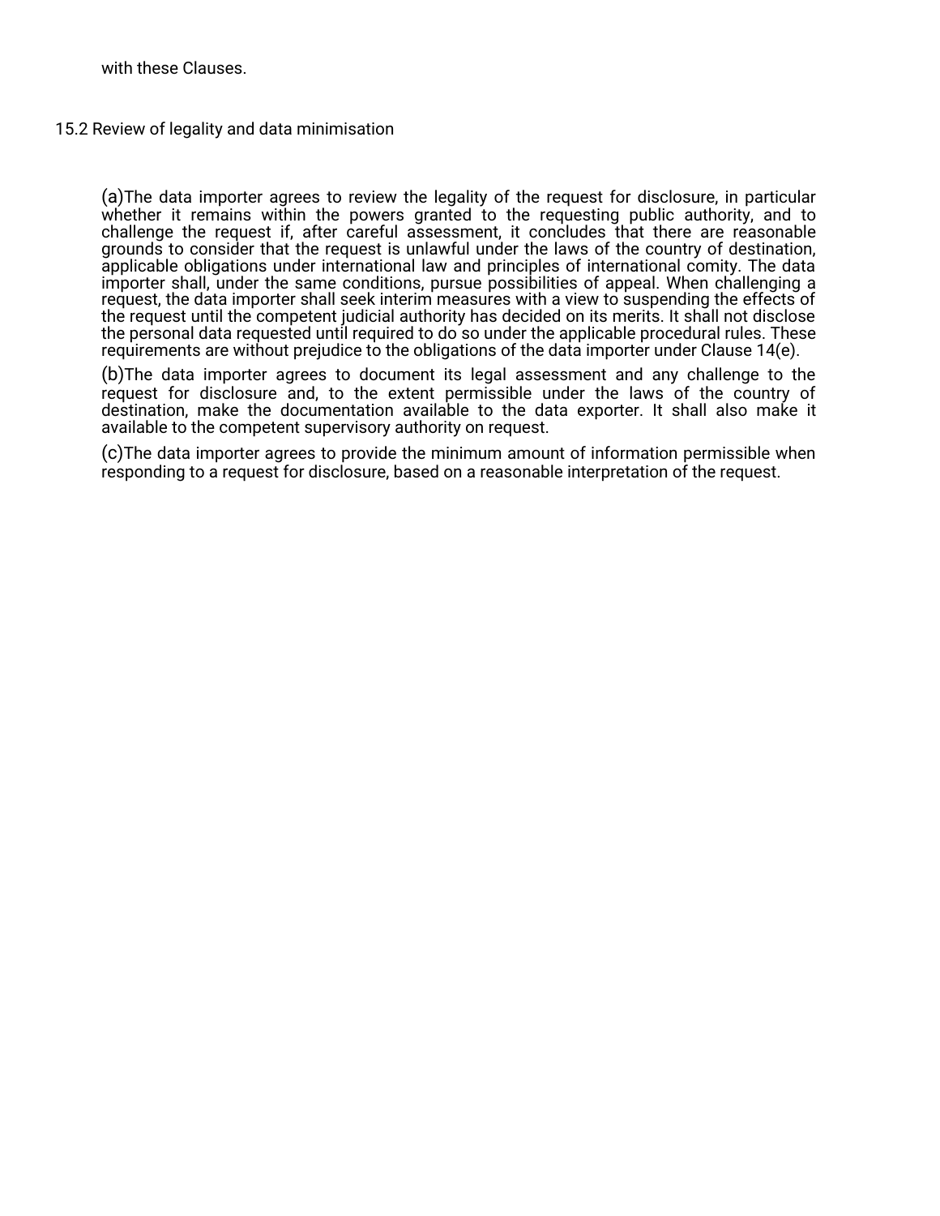with these Clauses.

### 15.2 Review of legality and data minimisation

(a)The data importer agrees to review the legality of the request for disclosure, in particular whether it remains within the powers granted to the requesting public authority, and to challenge the request if, after careful assessment, it concludes that there are reasonable grounds to consider that the request is unlawful under the laws of the country of destination, applicable obligations under international law and principles of international comity. The data importer shall, under the same conditions, pursue possibilities of appeal. When challenging a request, the data importer shall seek interim measures with a view to suspending the effects of the request until the competent judicial authority has decided on its merits. It shall not disclose the personal data requested until required to do so under the applicable procedural rules. These requirements are without prejudice to the obligations of the data importer under Clause 14(e).

(b)The data importer agrees to document its legal assessment and any challenge to the request for disclosure and, to the extent permissible under the laws of the country of destination, make the documentation available to the data exporter. It shall also make it available to the competent supervisory authority on request.

(c)The data importer agrees to provide the minimum amount of information permissible when responding to a request for disclosure, based on a reasonable interpretation of the request.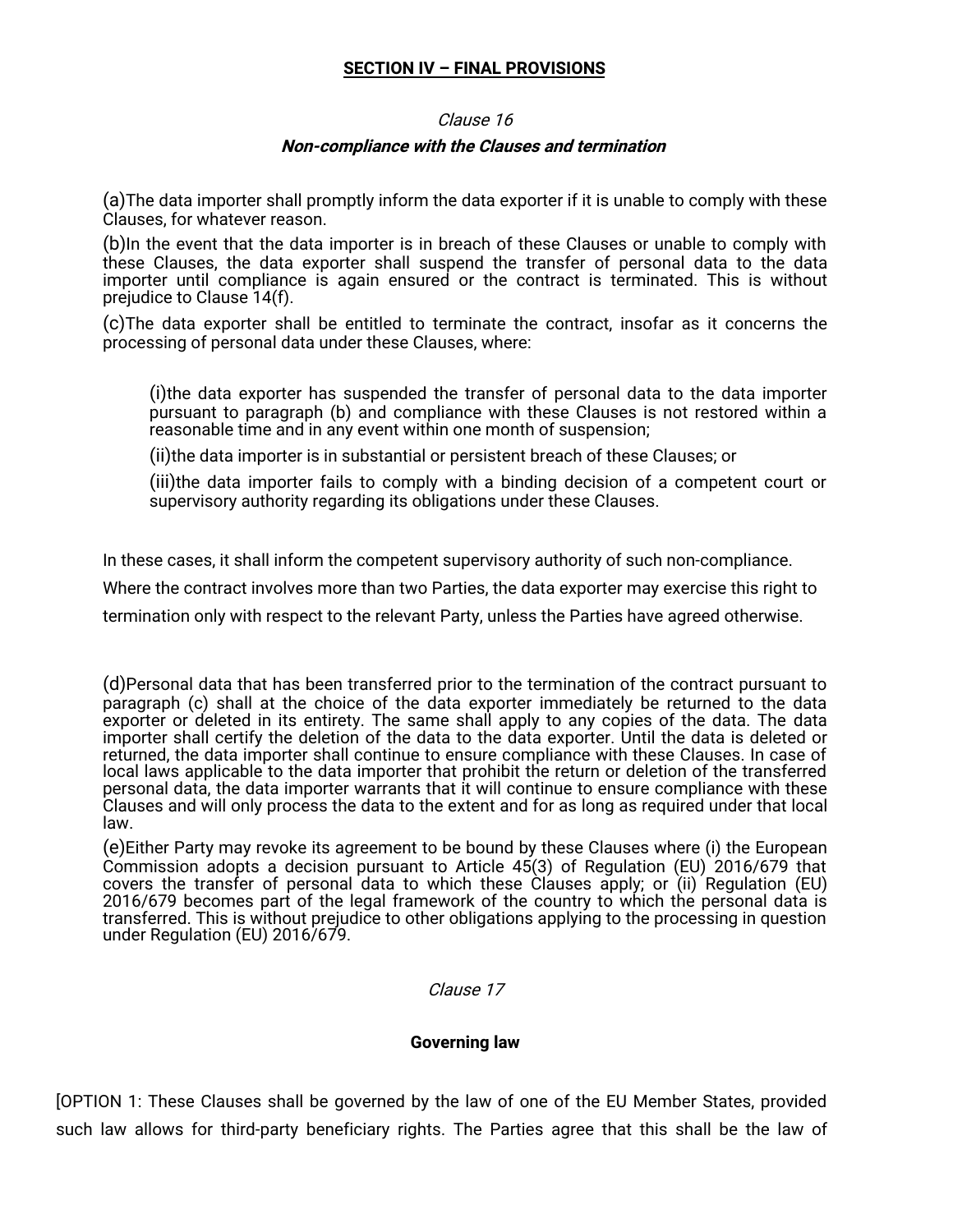## SECTION IV – FINAL PROVISIONS

*Clause 16*

***Non-compliance with the Clauses and termination***

(a)The data importer shall promptly inform the data exporter if it is unable to comply with these Clauses, for whatever reason.

(b)In the event that the data importer is in breach of these Clauses or unable to comply with these Clauses, the data exporter shall suspend the transfer of personal data to the data importer until compliance is again ensured or the contract is terminated. This is without prejudice to Clause 14(f).

(c)The data exporter shall be entitled to terminate the contract, insofar as it concerns the processing of personal data under these Clauses, where:

> (i)the data exporter has suspended the transfer of personal data to the data importer pursuant to paragraph (b) and compliance with these Clauses is not restored within a reasonable time and in any event within one month of suspension;
>
> (ii)the data importer is in substantial or persistent breach of these Clauses; or
>
> (iii)the data importer fails to comply with a binding decision of a competent court or supervisory authority regarding its obligations under these Clauses.

In these cases, it shall inform the competent supervisory authority of such non-compliance. Where the contract involves more than two Parties, the data exporter may exercise this right to termination only with respect to the relevant Party, unless the Parties have agreed otherwise.

(d)Personal data that has been transferred prior to the termination of the contract pursuant to paragraph (c) shall at the choice of the data exporter immediately be returned to the data exporter or deleted in its entirety. The same shall apply to any copies of the data. The data importer shall certify the deletion of the data to the data exporter. Until the data is deleted or returned, the data importer shall continue to ensure compliance with these Clauses. In case of local laws applicable to the data importer that prohibit the return or deletion of the transferred personal data, the data importer warrants that it will continue to ensure compliance with these Clauses and will only process the data to the extent and for as long as required under that local law.

(e)Either Party may revoke its agreement to be bound by these Clauses where (i) the European Commission adopts a decision pursuant to Article 45(3) of Regulation (EU) 2016/679 that covers the transfer of personal data to which these Clauses apply; or (ii) Regulation (EU) 2016/679 becomes part of the legal framework of the country to which the personal data is transferred. This is without prejudice to other obligations applying to the processing in question under Regulation (EU) 2016/679.

*Clause 17*

**Governing law**

[OPTION 1: These Clauses shall be governed by the law of one of the EU Member States, provided such law allows for third-party beneficiary rights. The Parties agree that this shall be the law of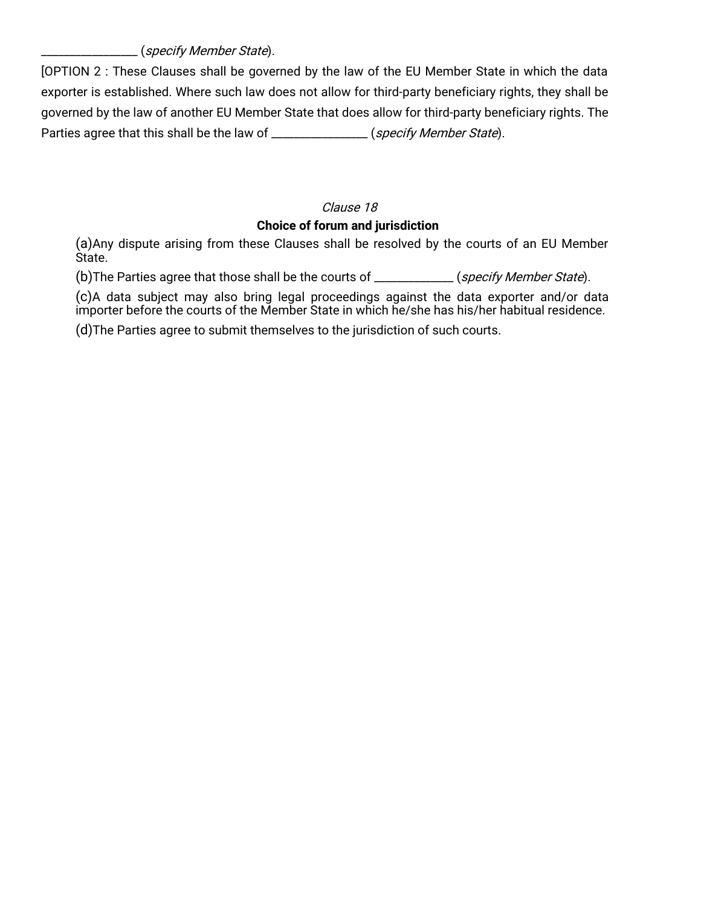_________________ (*specify Member State*).

[OPTION 2 : These Clauses shall be governed by the law of the EU Member State in which the data exporter is established. Where such law does not allow for third-party beneficiary rights, they shall be governed by the law of another EU Member State that does allow for third-party beneficiary rights. The Parties agree that this shall be the law of _________________ (*specify Member State*).

*Clause 18*

**Choice of forum and jurisdiction**

(a)Any dispute arising from these Clauses shall be resolved by the courts of an EU Member State.

(b)The Parties agree that those shall be the courts of ______________ (*specify Member State*).

(c)A data subject may also bring legal proceedings against the data exporter and/or data importer before the courts of the Member State in which he/she has his/her habitual residence.

(d)The Parties agree to submit themselves to the jurisdiction of such courts.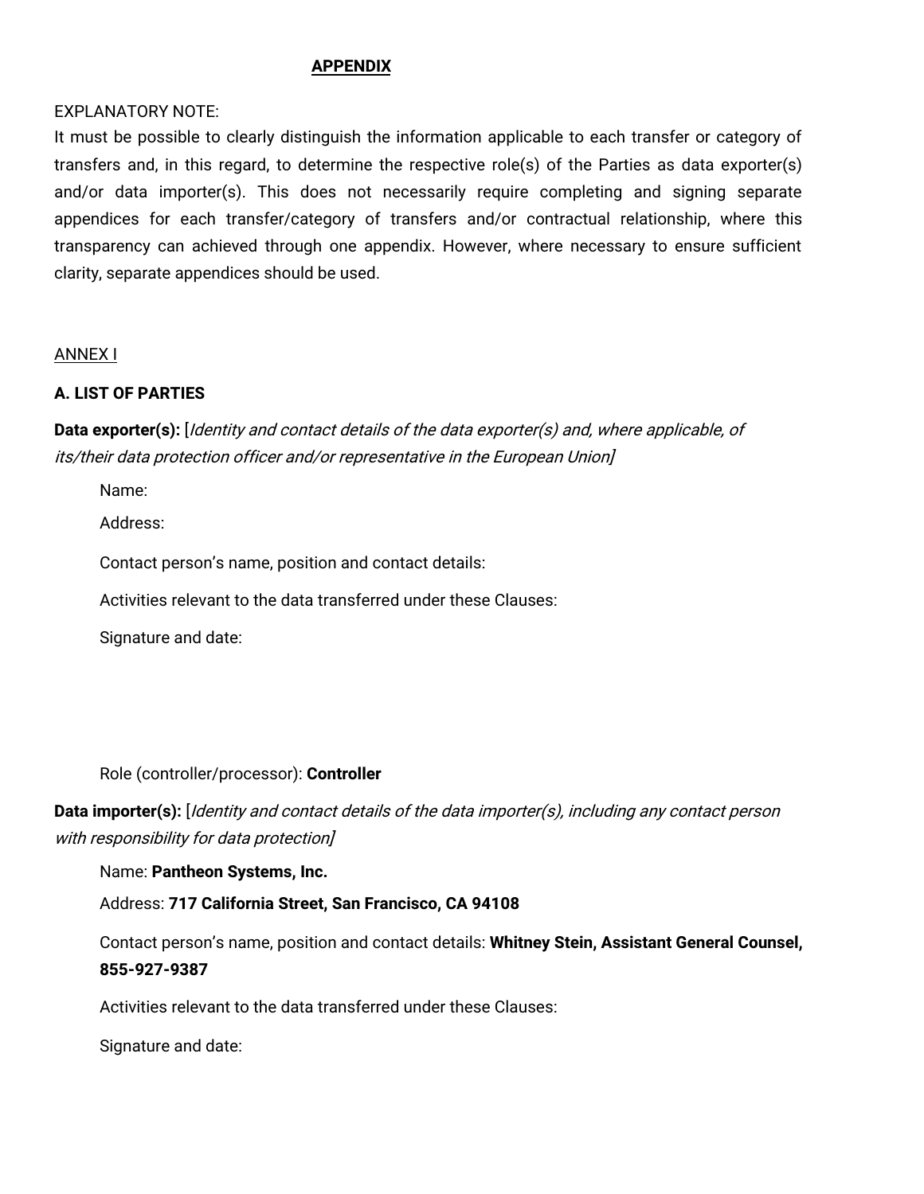**APPENDIX**

EXPLANATORY NOTE:

It must be possible to clearly distinguish the information applicable to each transfer or category of transfers and, in this regard, to determine the respective role(s) of the Parties as data exporter(s) and/or data importer(s). This does not necessarily require completing and signing separate appendices for each transfer/category of transfers and/or contractual relationship, where this transparency can achieved through one appendix. However, where necessary to ensure sufficient clarity, separate appendices should be used.

ANNEX I

**A. LIST OF PARTIES**

**Data exporter(s):** [*Identity and contact details of the data exporter(s) and, where applicable, of its/their data protection officer and/or representative in the European Union*]

Name:

Address:

Contact person's name, position and contact details:

Activities relevant to the data transferred under these Clauses:

Signature and date:

Role (controller/processor): **Controller**

**Data importer(s):** [*Identity and contact details of the data importer(s), including any contact person with responsibility for data protection*]

Name: **Pantheon Systems, Inc.**

Address: **717 California Street, San Francisco, CA 94108**

Contact person's name, position and contact details: **Whitney Stein, Assistant General Counsel, 855-927-9387**

Activities relevant to the data transferred under these Clauses:

Signature and date: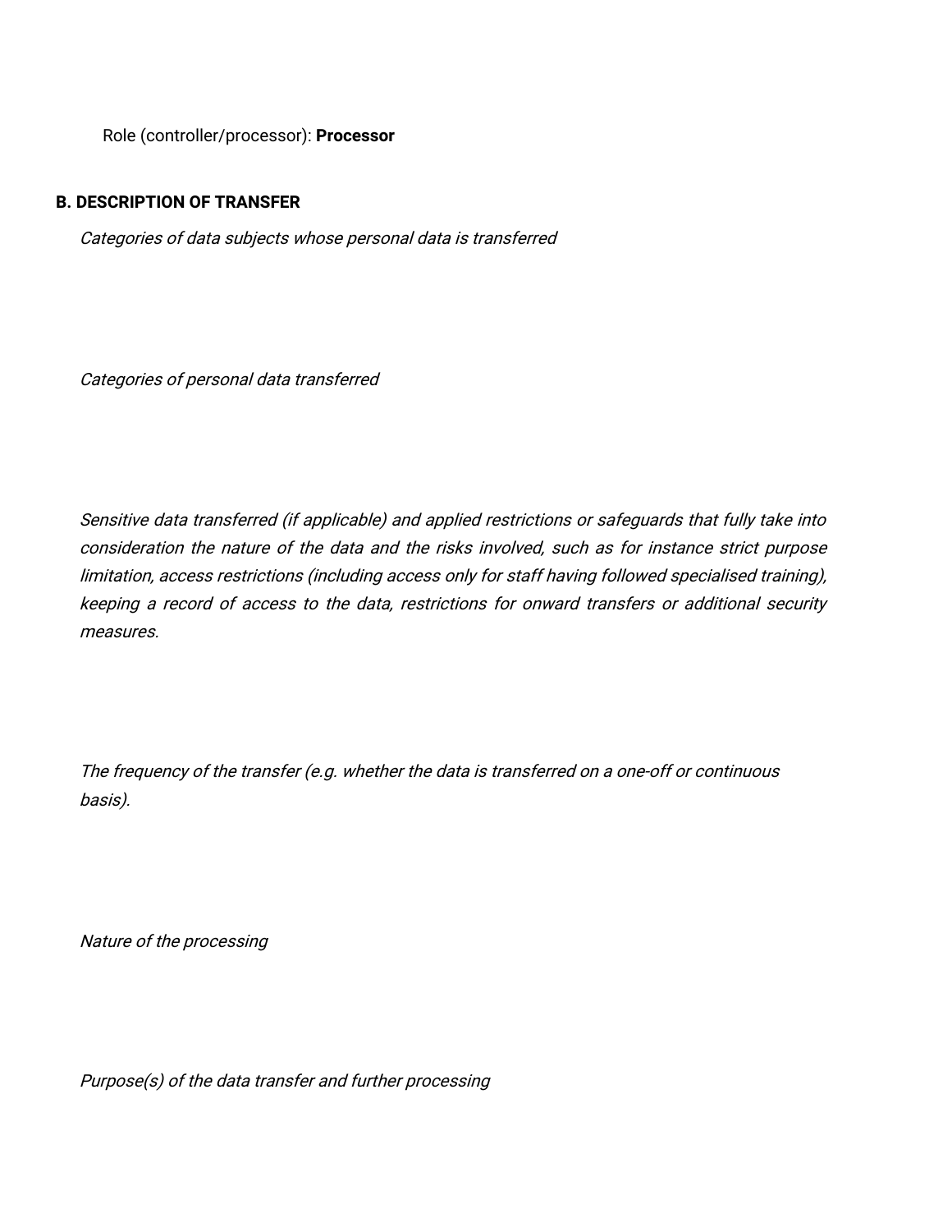Role (controller/processor): **Processor**

**B. DESCRIPTION OF TRANSFER**

*Categories of data subjects whose personal data is transferred*

*Categories of personal data transferred*

*Sensitive data transferred (if applicable) and applied restrictions or safeguards that fully take into consideration the nature of the data and the risks involved, such as for instance strict purpose limitation, access restrictions (including access only for staff having followed specialised training), keeping a record of access to the data, restrictions for onward transfers or additional security measures.*

*The frequency of the transfer (e.g. whether the data is transferred on a one-off or continuous basis).*

*Nature of the processing*

*Purpose(s) of the data transfer and further processing*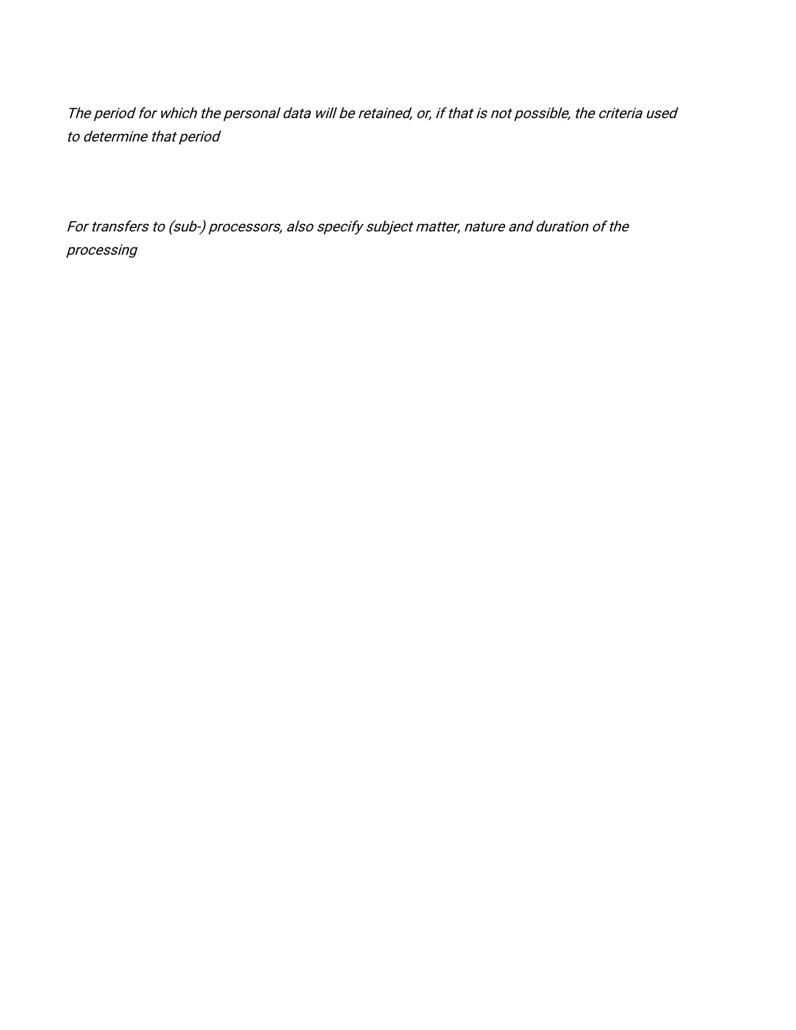*The period for which the personal data will be retained, or, if that is not possible, the criteria used to determine that period*

*For transfers to (sub-) processors, also specify subject matter, nature and duration of the processing*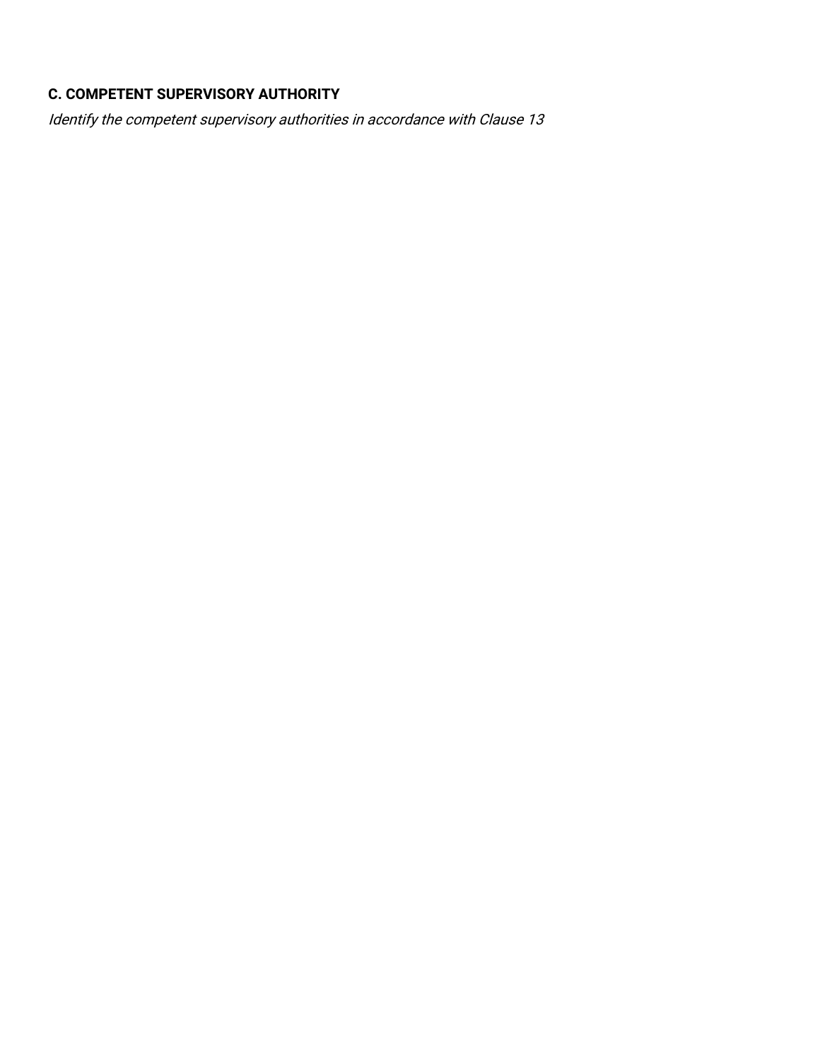**C. COMPETENT SUPERVISORY AUTHORITY**

*Identify the competent supervisory authorities in accordance with Clause 13*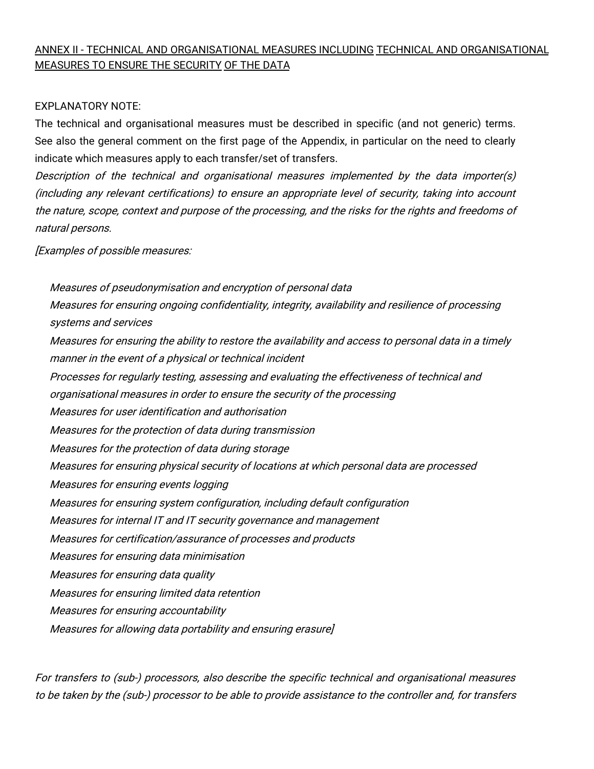ANNEX II - TECHNICAL AND ORGANISATIONAL MEASURES INCLUDING TECHNICAL AND ORGANISATIONAL MEASURES TO ENSURE THE SECURITY OF THE DATA

EXPLANATORY NOTE:

The technical and organisational measures must be described in specific (and not generic) terms. See also the general comment on the first page of the Appendix, in particular on the need to clearly indicate which measures apply to each transfer/set of transfers.

*Description of the technical and organisational measures implemented by the data importer(s) (including any relevant certifications) to ensure an appropriate level of security, taking into account the nature, scope, context and purpose of the processing, and the risks for the rights and freedoms of natural persons.*

*[Examples of possible measures:*

*Measures of pseudonymisation and encryption of personal data*

*Measures for ensuring ongoing confidentiality, integrity, availability and resilience of processing systems and services*

*Measures for ensuring the ability to restore the availability and access to personal data in a timely manner in the event of a physical or technical incident*

*Processes for regularly testing, assessing and evaluating the effectiveness of technical and organisational measures in order to ensure the security of the processing*

*Measures for user identification and authorisation*

*Measures for the protection of data during transmission*

*Measures for the protection of data during storage*

*Measures for ensuring physical security of locations at which personal data are processed*

*Measures for ensuring events logging*

*Measures for ensuring system configuration, including default configuration*

*Measures for internal IT and IT security governance and management*

*Measures for certification/assurance of processes and products*

*Measures for ensuring data minimisation*

*Measures for ensuring data quality*

*Measures for ensuring limited data retention*

*Measures for ensuring accountability*

*Measures for allowing data portability and ensuring erasure]*

*For transfers to (sub-) processors, also describe the specific technical and organisational measures to be taken by the (sub-) processor to be able to provide assistance to the controller and, for transfers*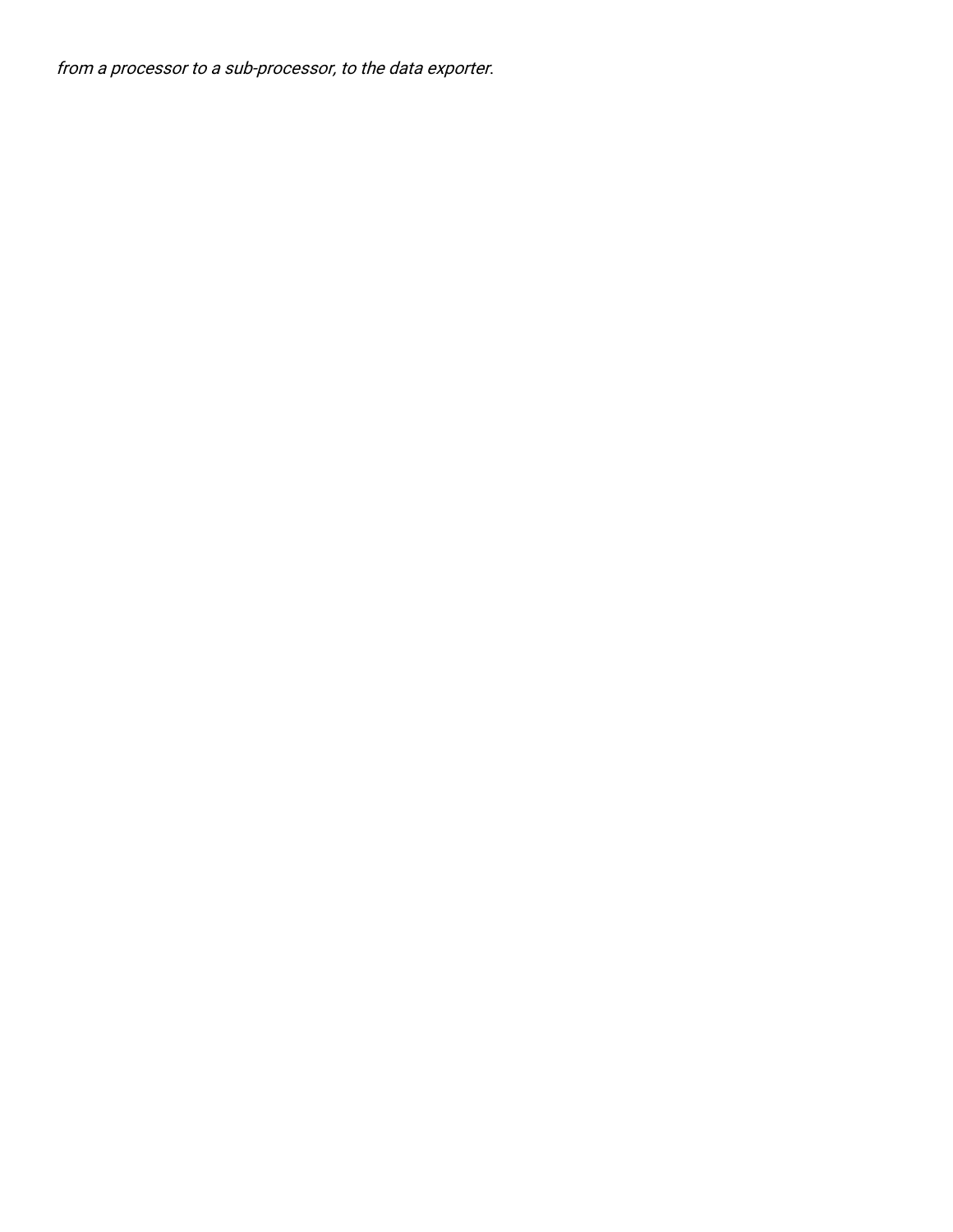*from a processor to a sub-processor, to the data exporter.*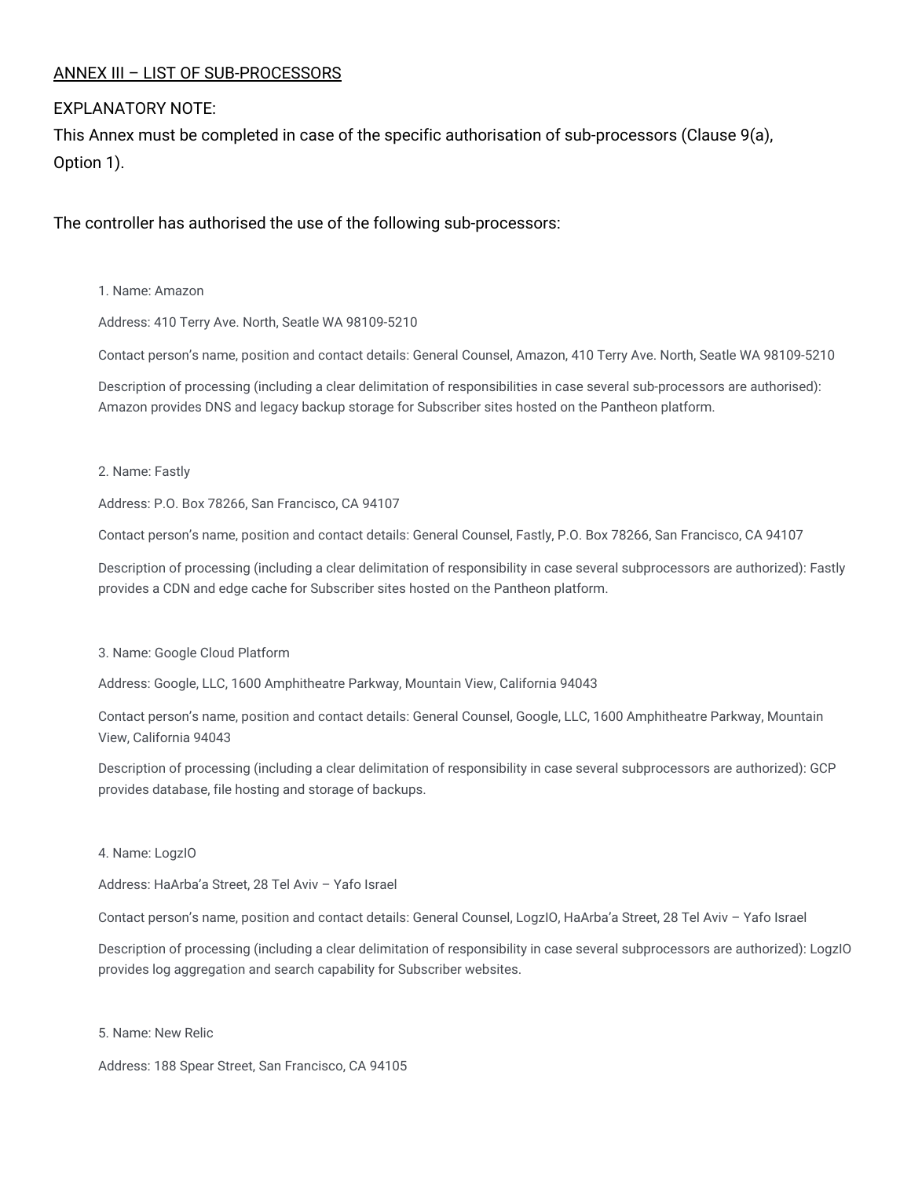<u>ANNEX III – LIST OF SUB-PROCESSORS</u>

EXPLANATORY NOTE:

This Annex must be completed in case of the specific authorisation of sub-processors (Clause 9(a), Option 1).

The controller has authorised the use of the following sub-processors:

1. Name: Amazon

Address: 410 Terry Ave. North, Seatle WA 98109-5210

Contact person's name, position and contact details: General Counsel, Amazon, 410 Terry Ave. North, Seatle WA 98109-5210

Description of processing (including a clear delimitation of responsibilities in case several sub-processors are authorised): Amazon provides DNS and legacy backup storage for Subscriber sites hosted on the Pantheon platform.

2. Name: Fastly

Address: P.O. Box 78266, San Francisco, CA 94107

Contact person's name, position and contact details: General Counsel, Fastly, P.O. Box 78266, San Francisco, CA 94107

Description of processing (including a clear delimitation of responsibility in case several subprocessors are authorized): Fastly provides a CDN and edge cache for Subscriber sites hosted on the Pantheon platform.

3. Name: Google Cloud Platform

Address: Google, LLC, 1600 Amphitheatre Parkway, Mountain View, California 94043

Contact person's name, position and contact details: General Counsel, Google, LLC, 1600 Amphitheatre Parkway, Mountain View, California 94043

Description of processing (including a clear delimitation of responsibility in case several subprocessors are authorized): GCP provides database, file hosting and storage of backups.

4. Name: LogzIO

Address: HaArba'a Street, 28 Tel Aviv – Yafo Israel

Contact person's name, position and contact details: General Counsel, LogzIO, HaArba'a Street, 28 Tel Aviv – Yafo Israel

Description of processing (including a clear delimitation of responsibility in case several subprocessors are authorized): LogzIO provides log aggregation and search capability for Subscriber websites.

5. Name: New Relic

Address: 188 Spear Street, San Francisco, CA 94105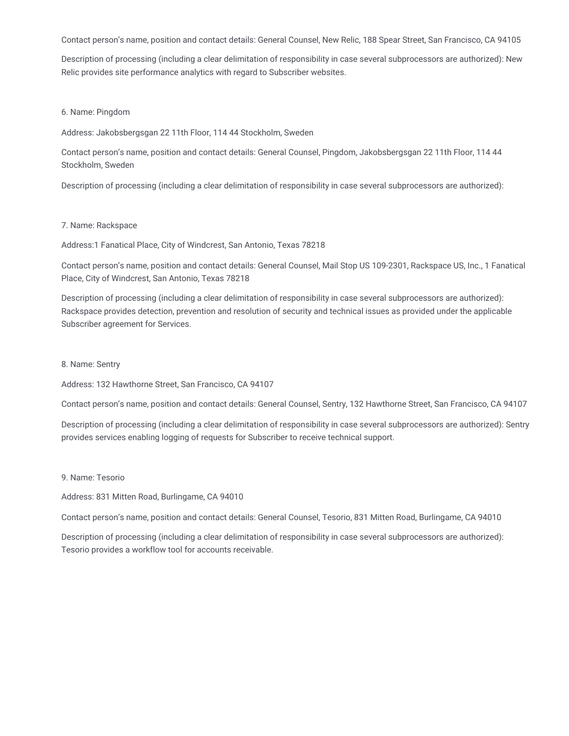Contact person's name, position and contact details: General Counsel, New Relic, 188 Spear Street, San Francisco, CA 94105

Description of processing (including a clear delimitation of responsibility in case several subprocessors are authorized): New Relic provides site performance analytics with regard to Subscriber websites.

6. Name: Pingdom

Address: Jakobsbergsgan 22 11th Floor, 114 44 Stockholm, Sweden

Contact person's name, position and contact details: General Counsel, Pingdom, Jakobsbergsgan 22 11th Floor, 114 44 Stockholm, Sweden

Description of processing (including a clear delimitation of responsibility in case several subprocessors are authorized):

7. Name: Rackspace

Address:1 Fanatical Place, City of Windcrest, San Antonio, Texas 78218

Contact person's name, position and contact details: General Counsel, Mail Stop US 109-2301, Rackspace US, Inc., 1 Fanatical Place, City of Windcrest, San Antonio, Texas 78218

Description of processing (including a clear delimitation of responsibility in case several subprocessors are authorized): Rackspace provides detection, prevention and resolution of security and technical issues as provided under the applicable Subscriber agreement for Services.

8. Name: Sentry

Address: 132 Hawthorne Street, San Francisco, CA 94107

Contact person's name, position and contact details: General Counsel, Sentry, 132 Hawthorne Street, San Francisco, CA 94107

Description of processing (including a clear delimitation of responsibility in case several subprocessors are authorized): Sentry provides services enabling logging of requests for Subscriber to receive technical support.

9. Name: Tesorio

Address: 831 Mitten Road, Burlingame, CA 94010

Contact person's name, position and contact details: General Counsel, Tesorio, 831 Mitten Road, Burlingame, CA 94010

Description of processing (including a clear delimitation of responsibility in case several subprocessors are authorized): Tesorio provides a workflow tool for accounts receivable.